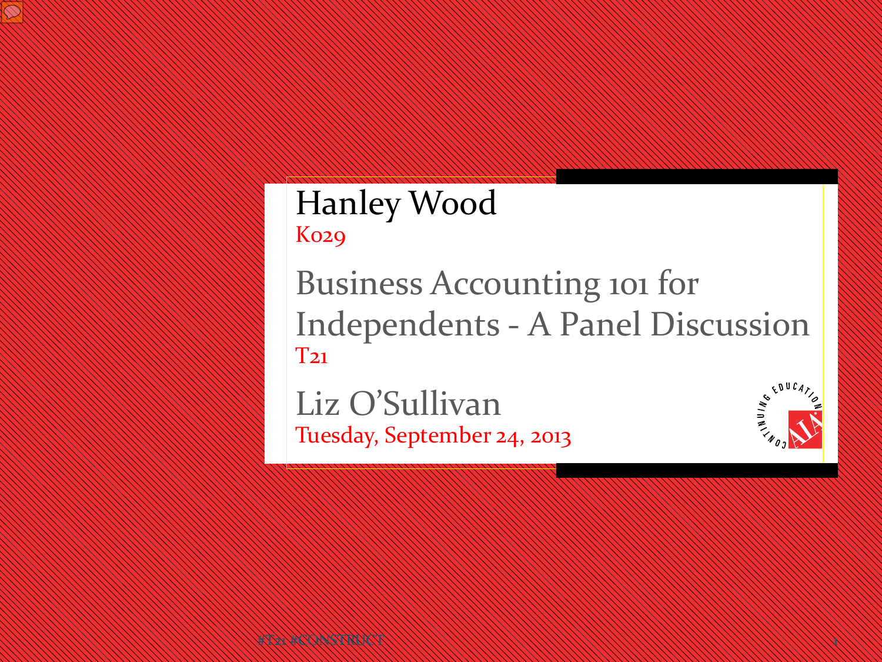# Hanley Wood

K029

## Business Accounting 101 for Independents - A Panel Discussion

T21

Liz O'Sullivan

Tuesday, September 24, 2013

#T21 #CONSTRUCT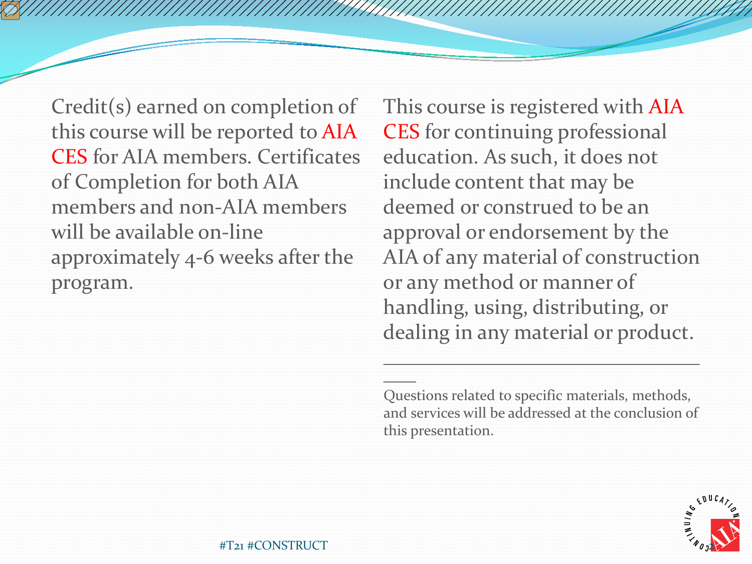Credit(s) earned on completion of this course will be reported to AIA CES for AIA members. Certificates of Completion for both AIA members and non-AIA members will be available on-line approximately 4-6 weeks after the program.

This course is registered with AIA CES for continuing professional education. As such, it does not include content that may be deemed or construed to be an approval or endorsement by the AIA of any material of construction or any method or manner of handling, using, distributing, or dealing in any material or product.

---

Questions related to specific materials, methods, and services will be addressed at the conclusion of this presentation.

#T21 #CONSTRUCT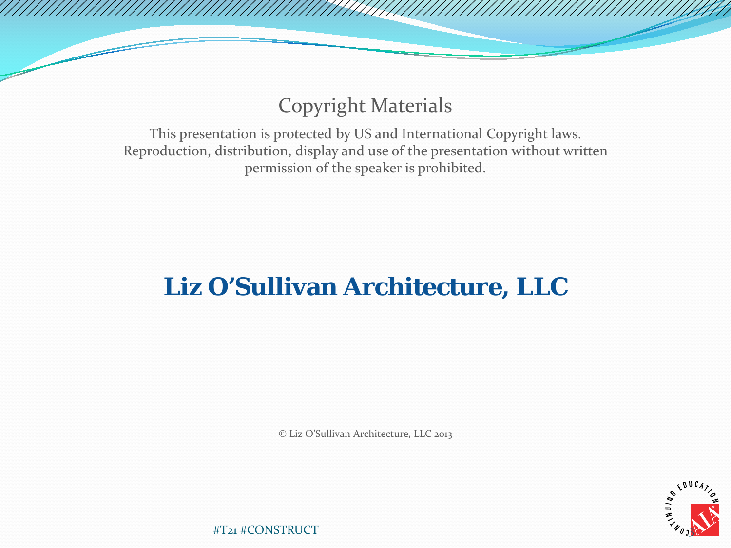## Copyright Materials

This presentation is protected by US and International Copyright laws. Reproduction, distribution, display and use of the presentation without written permission of the speaker is prohibited.

# Liz O'Sullivan Architecture, LLC

© Liz O'Sullivan Architecture, LLC 2013

#T21 #CONSTRUCT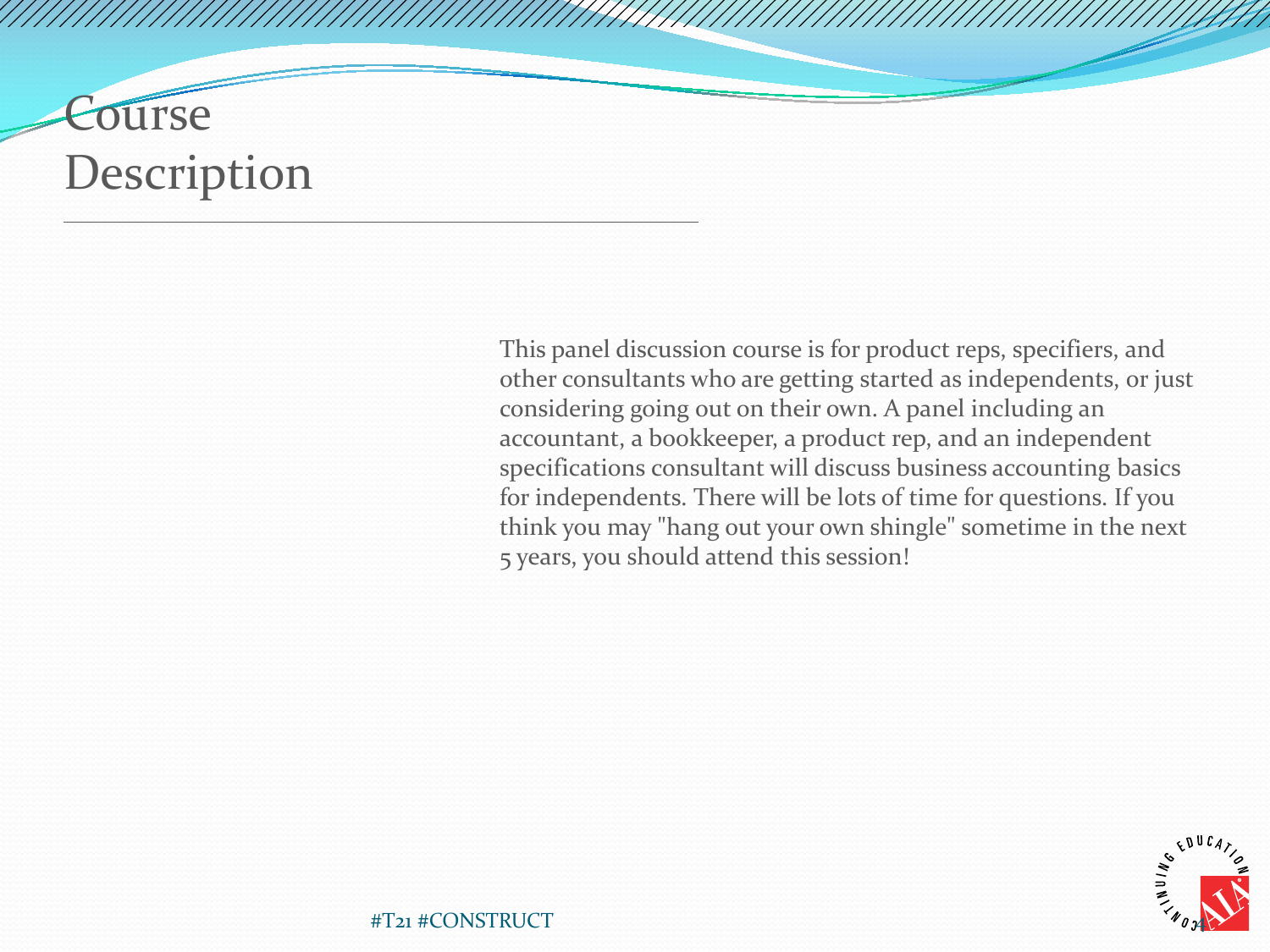# Course Description

This panel discussion course is for product reps, specifiers, and other consultants who are getting started as independents, or just considering going out on their own. A panel including an accountant, a bookkeeper, a product rep, and an independent specifications consultant will discuss business accounting basics for independents. There will be lots of time for questions. If you think you may "hang out your own shingle" sometime in the next 5 years, you should attend this session!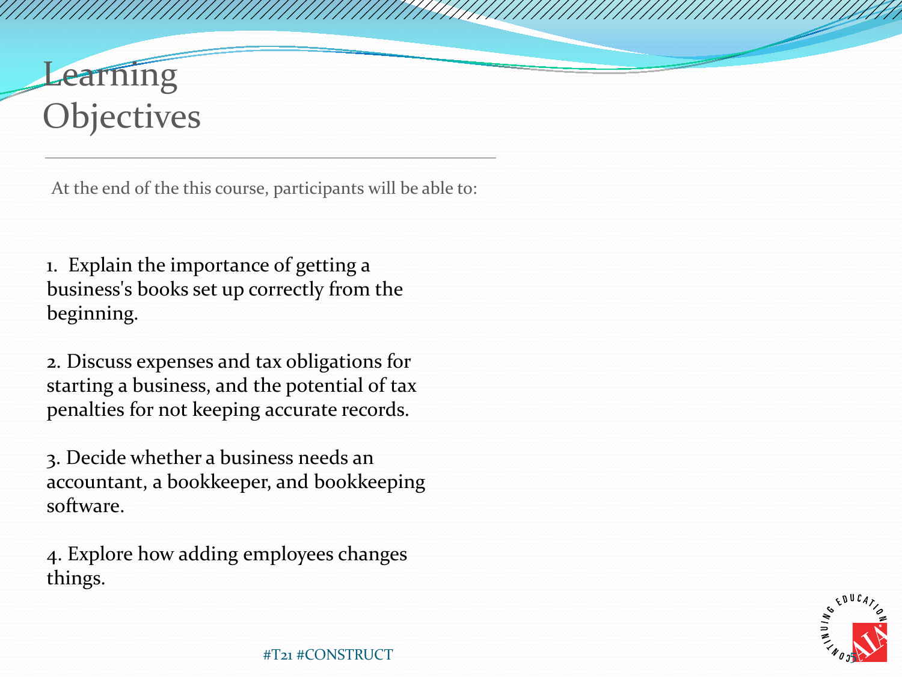# Learning Objectives

At the end of the this course, participants will be able to:

1. Explain the importance of getting a business's books set up correctly from the beginning.

2. Discuss expenses and tax obligations for starting a business, and the potential of tax penalties for not keeping accurate records.

3. Decide whether a business needs an accountant, a bookkeeper, and bookkeeping software.

4. Explore how adding employees changes things.

#T21 #CONSTRUCT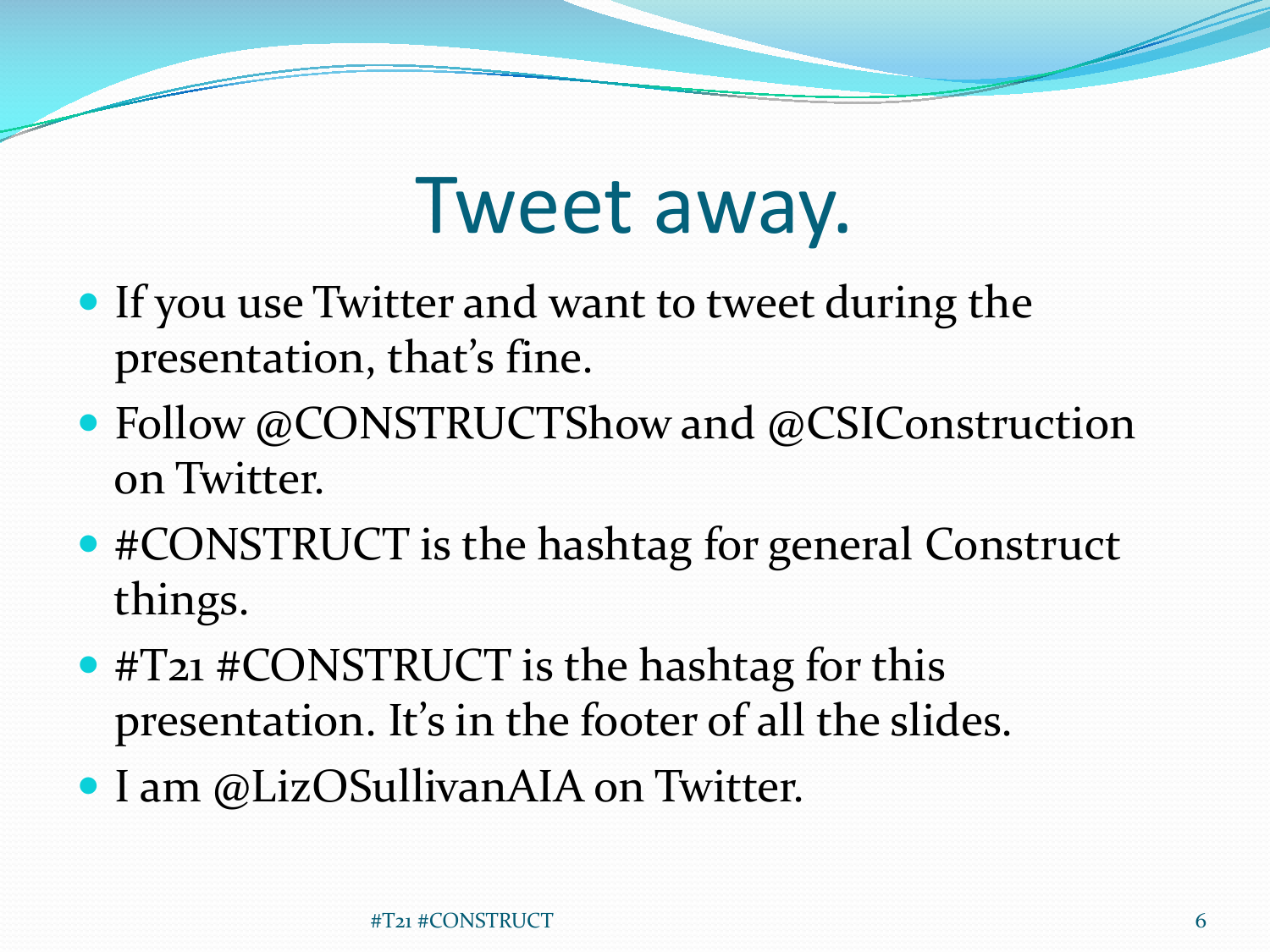# Tweet away.

- If you use Twitter and want to tweet during the presentation, that's fine.
- Follow @CONSTRUCTShow and @CSIConstruction on Twitter.
- #CONSTRUCT is the hashtag for general Construct things.
- #T21 #CONSTRUCT is the hashtag for this presentation. It's in the footer of all the slides.
- I am @LizOSullivanAIA on Twitter.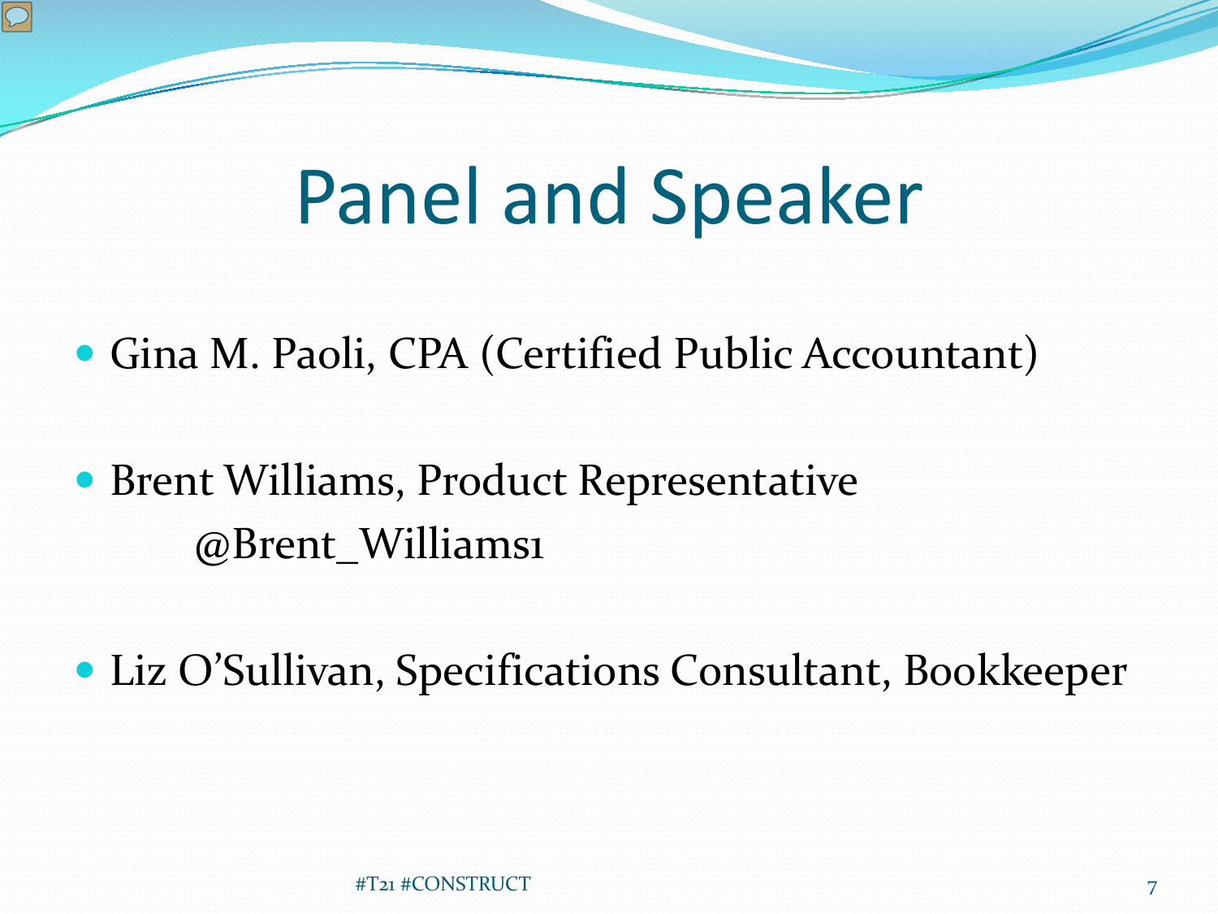# Panel and Speaker

- Gina M. Paoli, CPA (Certified Public Accountant)
- Brent Williams, Product Representative
  @Brent_Williams1
- Liz O'Sullivan, Specifications Consultant, Bookkeeper

#T21 #CONSTRUCT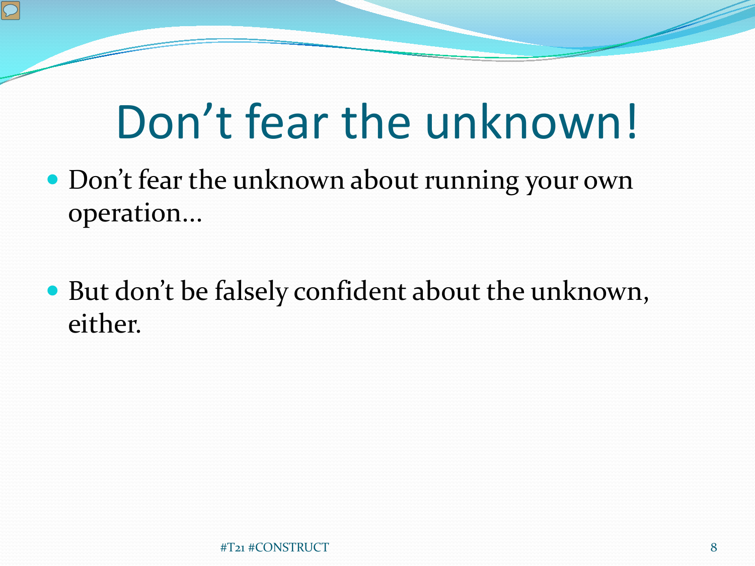# Don't fear the unknown!

- Don't fear the unknown about running your own operation…
- But don't be falsely confident about the unknown, either.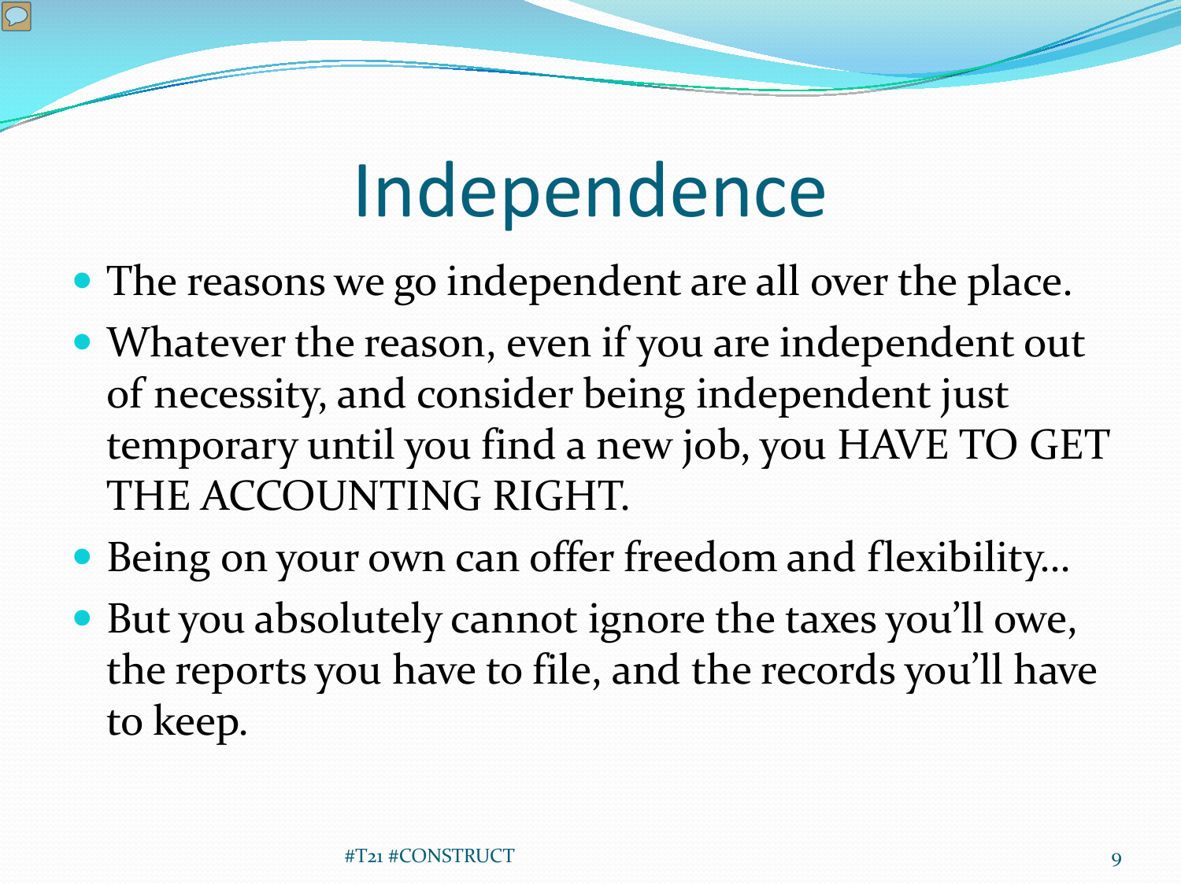# Independence

- The reasons we go independent are all over the place.
- Whatever the reason, even if you are independent out of necessity, and consider being independent just temporary until you find a new job, you HAVE TO GET THE ACCOUNTING RIGHT.
- Being on your own can offer freedom and flexibility…
- But you absolutely cannot ignore the taxes you'll owe, the reports you have to file, and the records you'll have to keep.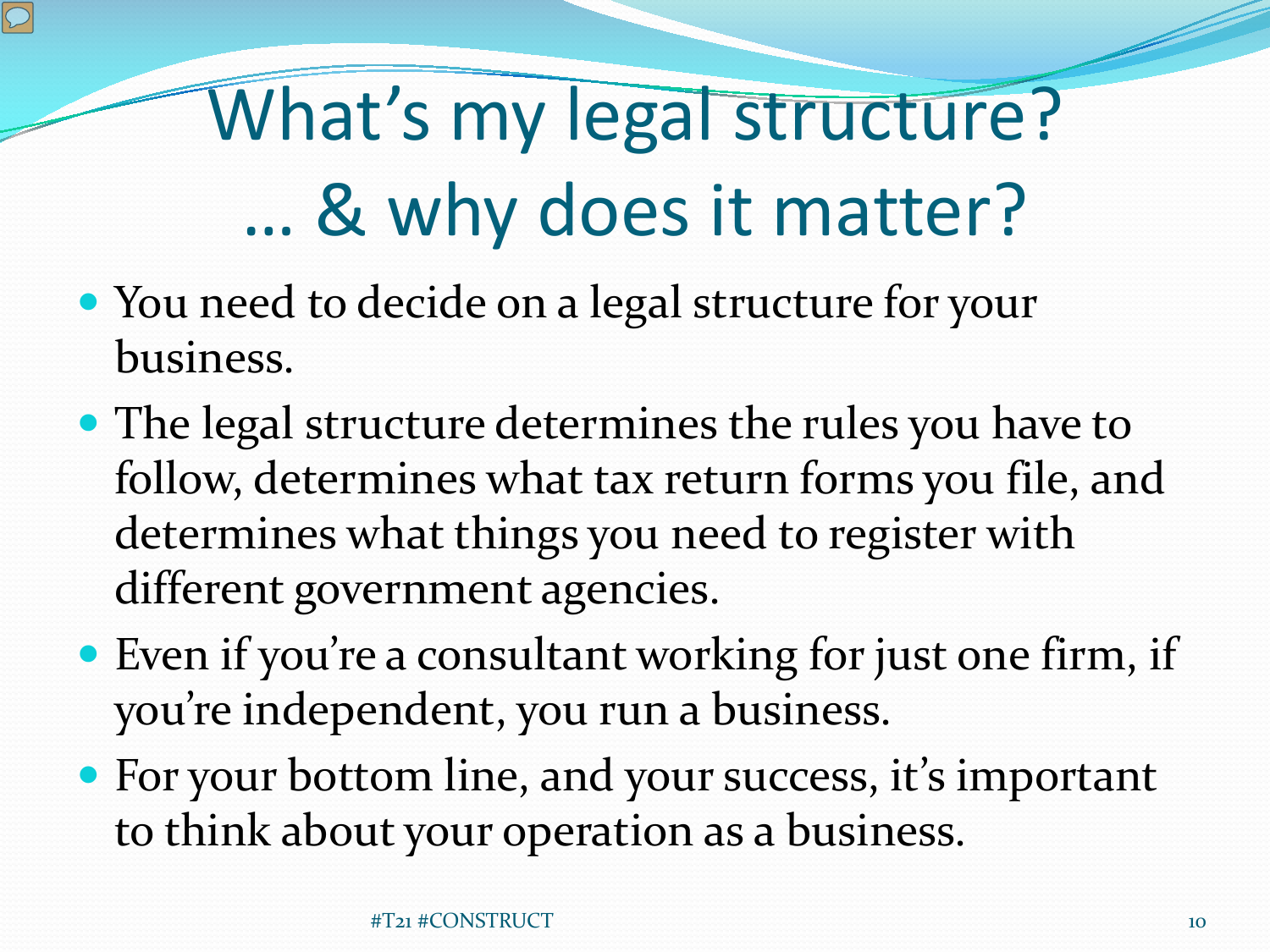# What's my legal structure? … & why does it matter?

- You need to decide on a legal structure for your business.
- The legal structure determines the rules you have to follow, determines what tax return forms you file, and determines what things you need to register with different government agencies.
- Even if you're a consultant working for just one firm, if you're independent, you run a business.
- For your bottom line, and your success, it's important to think about your operation as a business.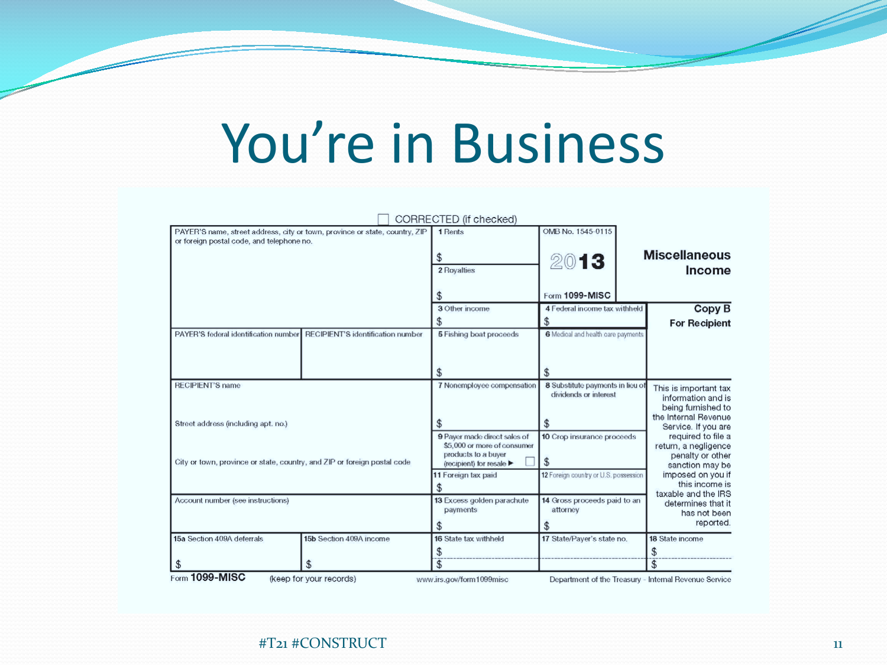# You're in Business

CORRECTED (if checked)

| PAYER'S name, street address, city or town, province or state, country, ZIP or foreign postal code, and telephone no. | | 1 Rents $ | OMB No. 1545-0115 | Miscellaneous Income |
|---|---|---|---|---|
| | | 2 Royalties $ | 2013 Form 1099-MISC | |
| | | 3 Other income $ | 4 Federal income tax withheld $ | Copy B For Recipient |
| PAYER'S federal identification number | RECIPIENT'S identification number | 5 Fishing boat proceeds $ | 6 Medical and health care payments $ | |
| RECIPIENT'S name Street address (including apt. no.) | | 7 Nonemployee compensation $ | 8 Substitute payments in lieu of dividends or interest $ | This is important tax information and is being furnished to the Internal Revenue Service. If you are required to file a return, a negligence penalty or other sanction may be imposed on you if this income is taxable and the IRS determines that it has not been reported. |
| City or town, province or state, country, and ZIP or foreign postal code | | 9 Payer made direct sales of $5,000 or more of consumer products to a buyer (recipient) for resale ▶ ☐ | 10 Crop insurance proceeds $ | |
| | | 11 Foreign tax paid $ | 12 Foreign country or U.S. possession | |
| Account number (see instructions) | | 13 Excess golden parachute payments $ | 14 Gross proceeds paid to an attorney $ | |
| 15a Section 409A deferrals $ | 15b Section 409A income $ | 16 State tax withheld $ $ | 17 State/Payer's state no. | 18 State income $ $ |

Form **1099-MISC** (keep for your records) www.irs.gov/form1099misc Department of the Treasury - Internal Revenue Service

#T21 #CONSTRUCT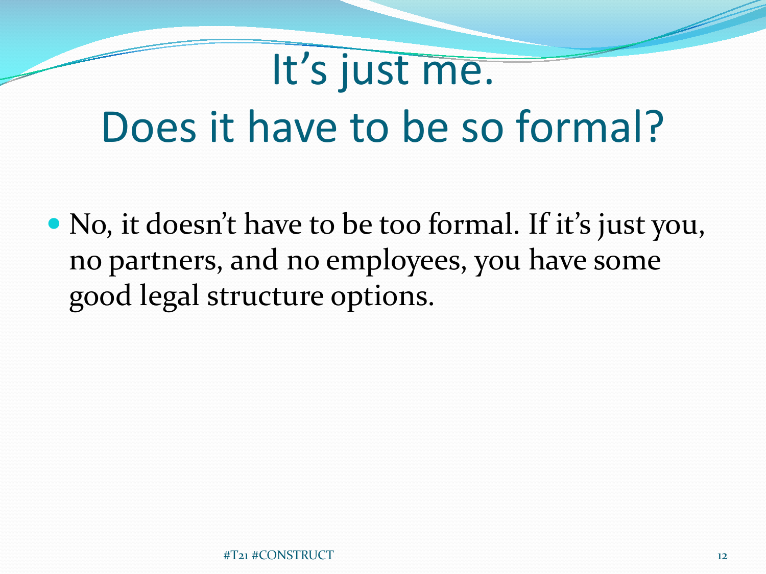# It's just me. Does it have to be so formal?

- No, it doesn't have to be too formal. If it's just you, no partners, and no employees, you have some good legal structure options.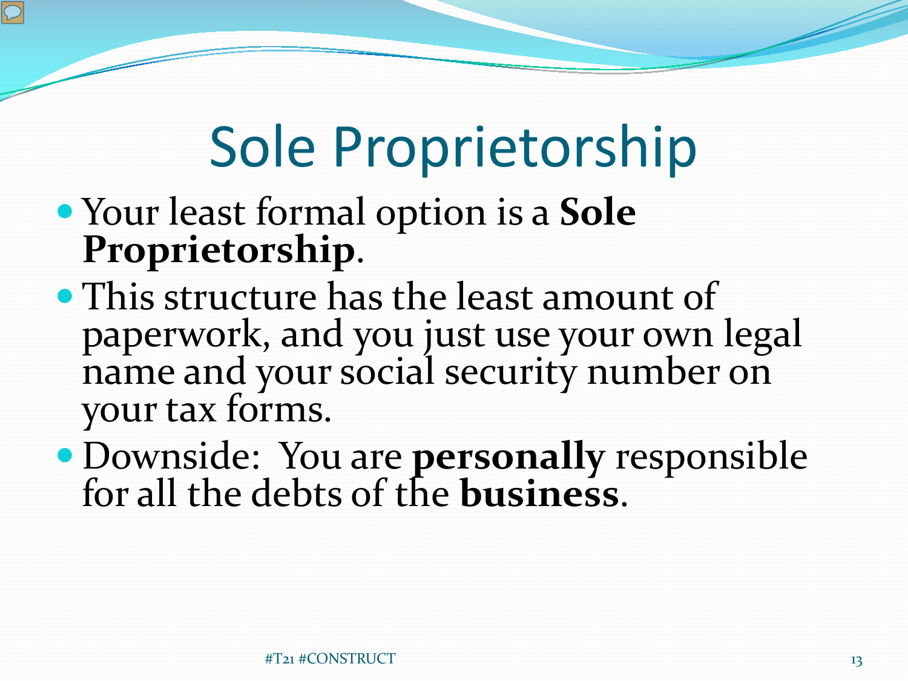# Sole Proprietorship

- Your least formal option is a **Sole Proprietorship**.
- This structure has the least amount of paperwork, and you just use your own legal name and your social security number on your tax forms.
- Downside:  You are **personally** responsible for all the debts of the **business**.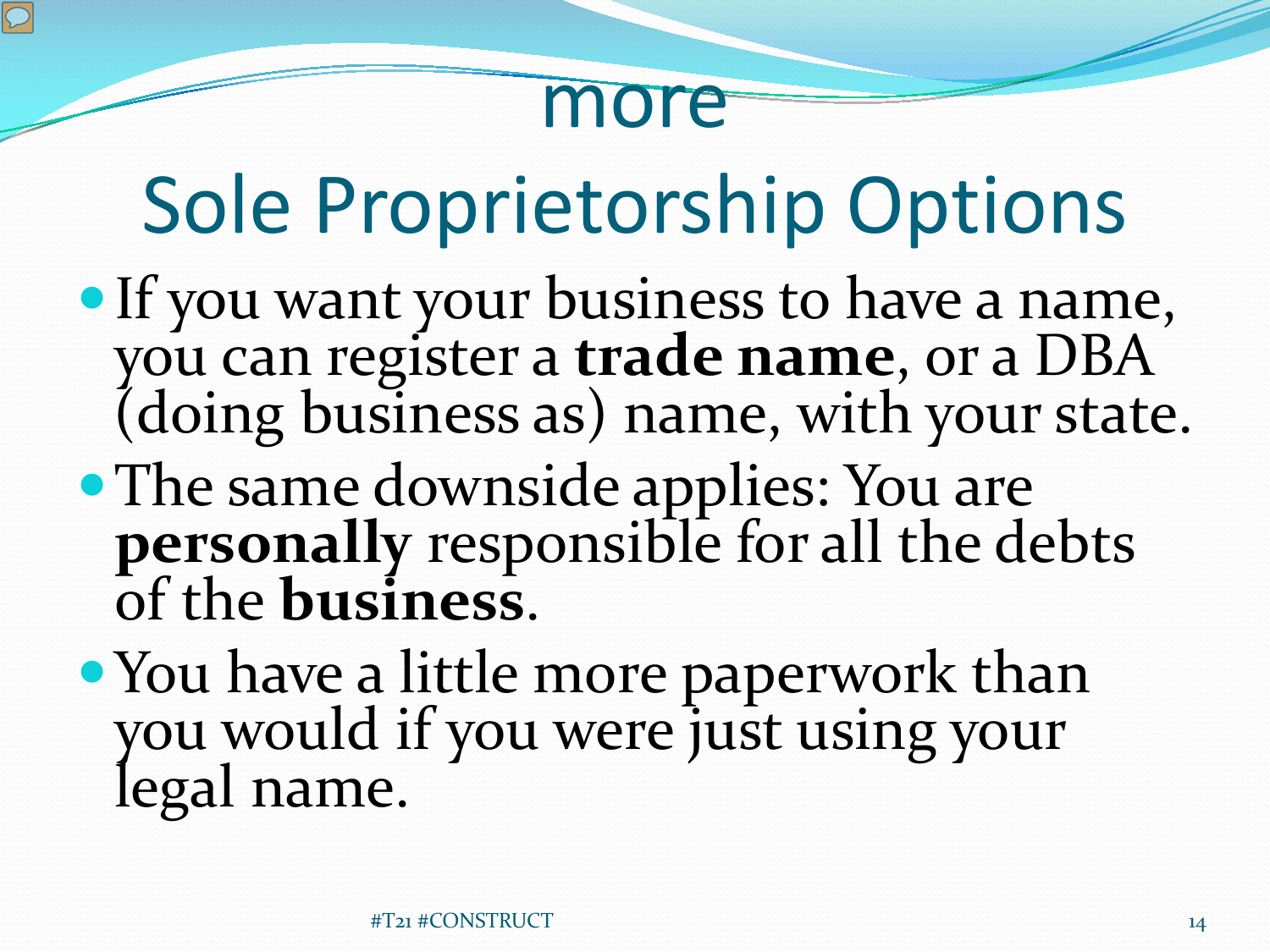# more Sole Proprietorship Options

- If you want your business to have a name, you can register a **trade name**, or a DBA (doing business as) name, with your state.
- The same downside applies: You are **personally** responsible for all the debts of the **business**.
- You have a little more paperwork than you would if you were just using your legal name.

#T21 #CONSTRUCT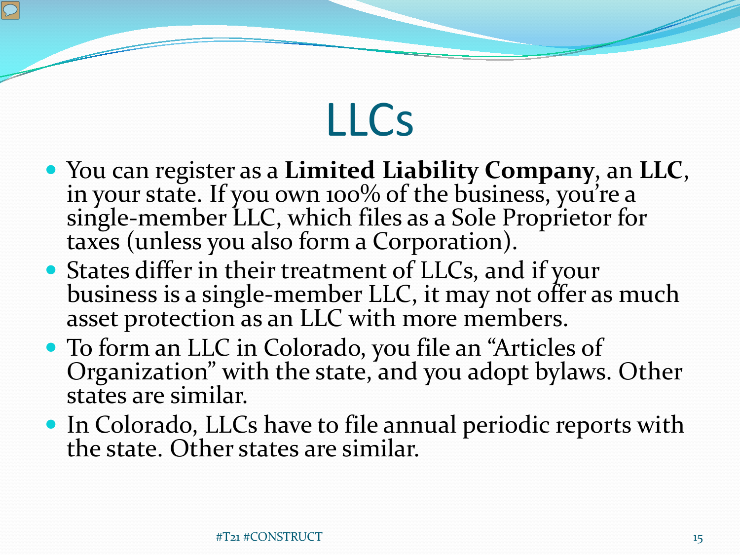# LLCs

- You can register as a **Limited Liability Company**, an **LLC**, in your state. If you own 100% of the business, you're a single-member LLC, which files as a Sole Proprietor for taxes (unless you also form a Corporation).
- States differ in their treatment of LLCs, and if your business is a single-member LLC, it may not offer as much asset protection as an LLC with more members.
- To form an LLC in Colorado, you file an "Articles of Organization" with the state, and you adopt bylaws. Other states are similar.
- In Colorado, LLCs have to file annual periodic reports with the state. Other states are similar.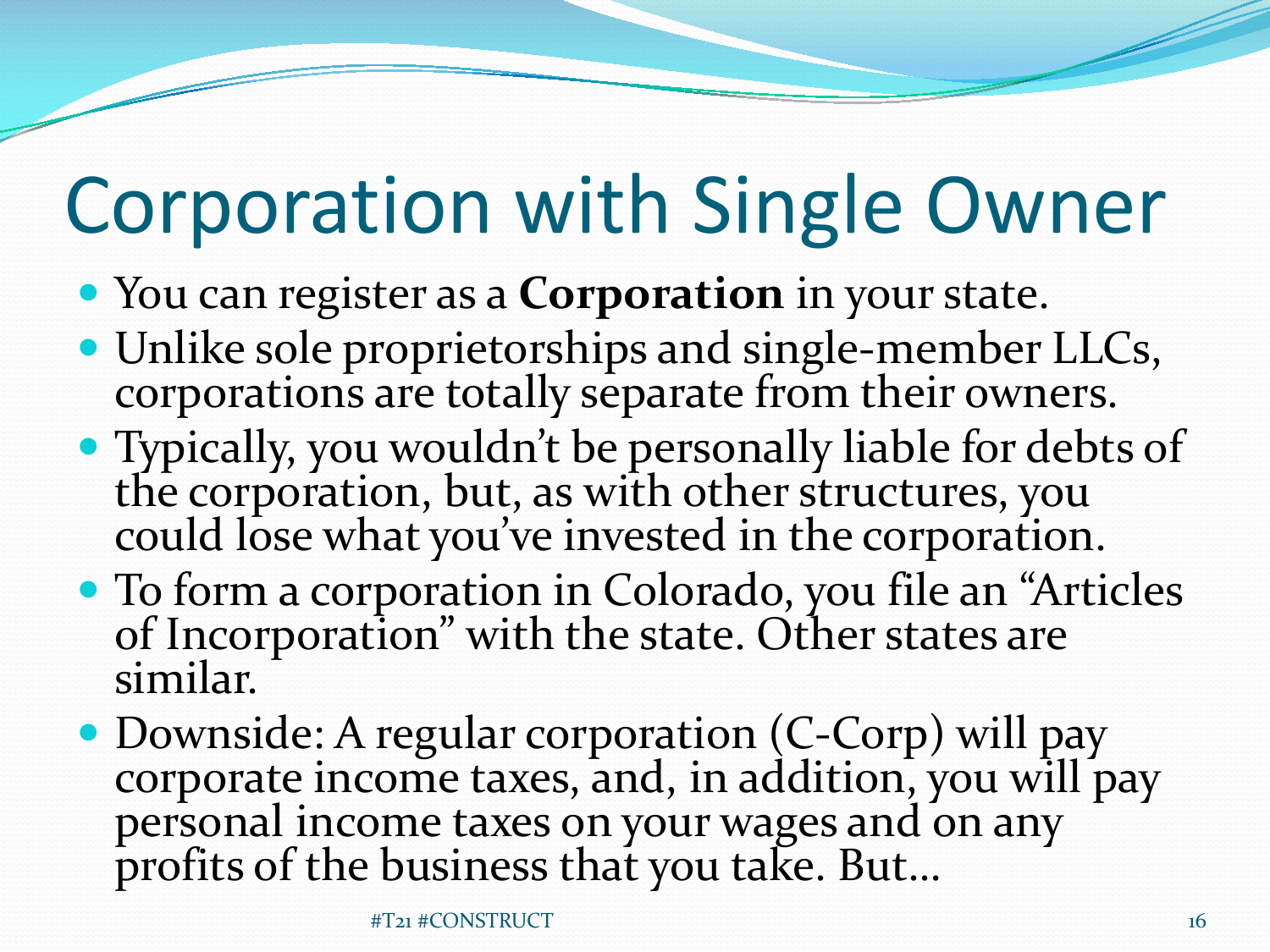# Corporation with Single Owner

- You can register as a **Corporation** in your state.
- Unlike sole proprietorships and single-member LLCs, corporations are totally separate from their owners.
- Typically, you wouldn't be personally liable for debts of the corporation, but, as with other structures, you could lose what you've invested in the corporation.
- To form a corporation in Colorado, you file an "Articles of Incorporation" with the state. Other states are similar.
- Downside: A regular corporation (C-Corp) will pay corporate income taxes, and, in addition, you will pay personal income taxes on your wages and on any profits of the business that you take. But…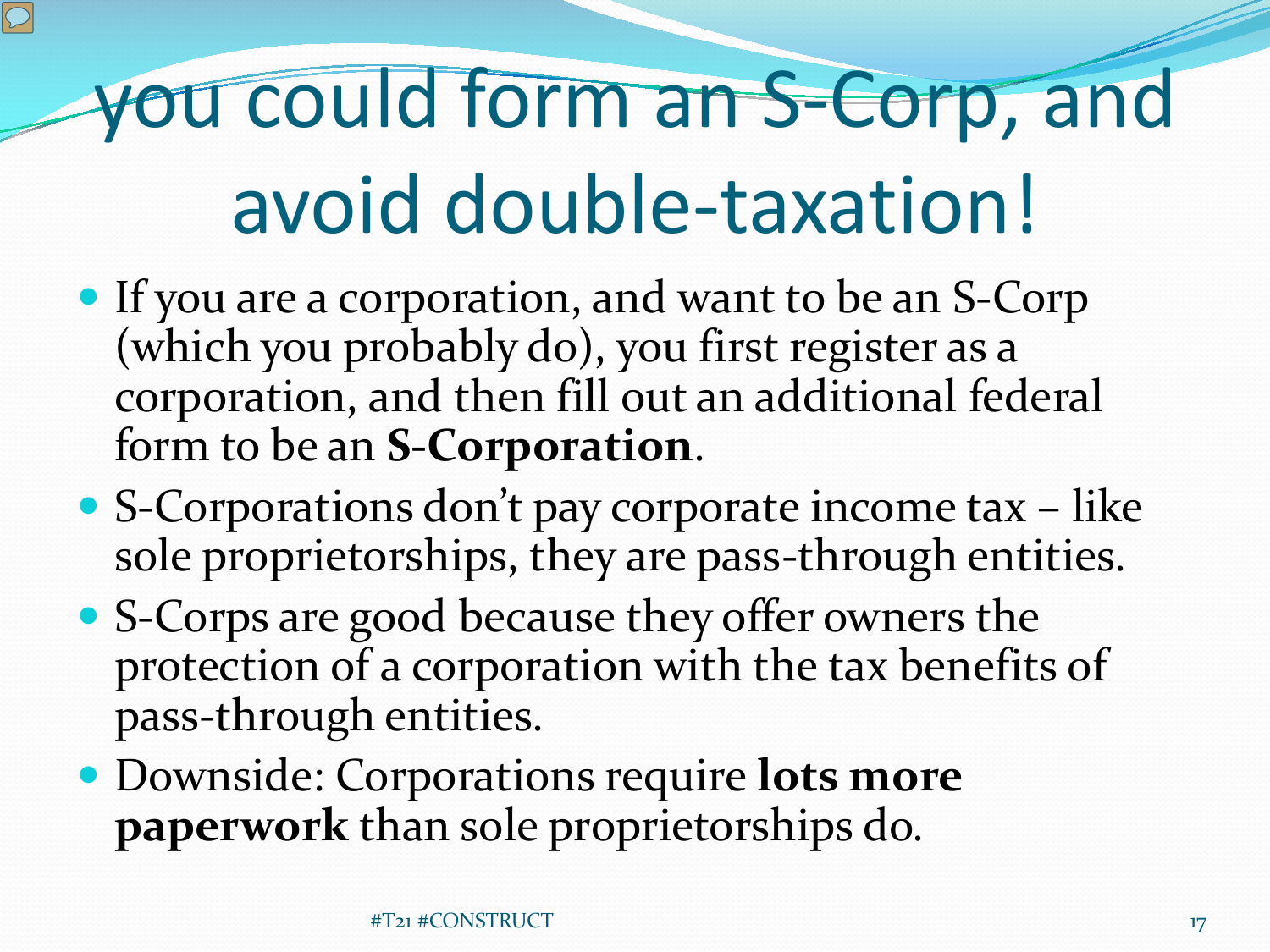# you could form an S-Corp, and avoid double-taxation!

- If you are a corporation, and want to be an S-Corp (which you probably do), you first register as a corporation, and then fill out an additional federal form to be an **S-Corporation**.
- S-Corporations don't pay corporate income tax – like sole proprietorships, they are pass-through entities.
- S-Corps are good because they offer owners the protection of a corporation with the tax benefits of pass-through entities.
- Downside: Corporations require **lots more paperwork** than sole proprietorships do.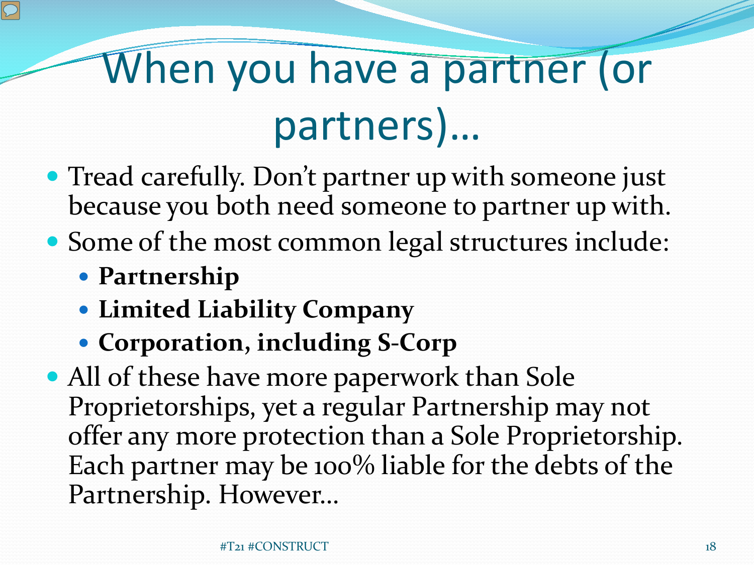# When you have a partner (or partners)…

- Tread carefully. Don't partner up with someone just because you both need someone to partner up with.
- Some of the most common legal structures include:
  - **Partnership**
  - **Limited Liability Company**
  - **Corporation, including S-Corp**
- All of these have more paperwork than Sole Proprietorships, yet a regular Partnership may not offer any more protection than a Sole Proprietorship. Each partner may be 100% liable for the debts of the Partnership. However…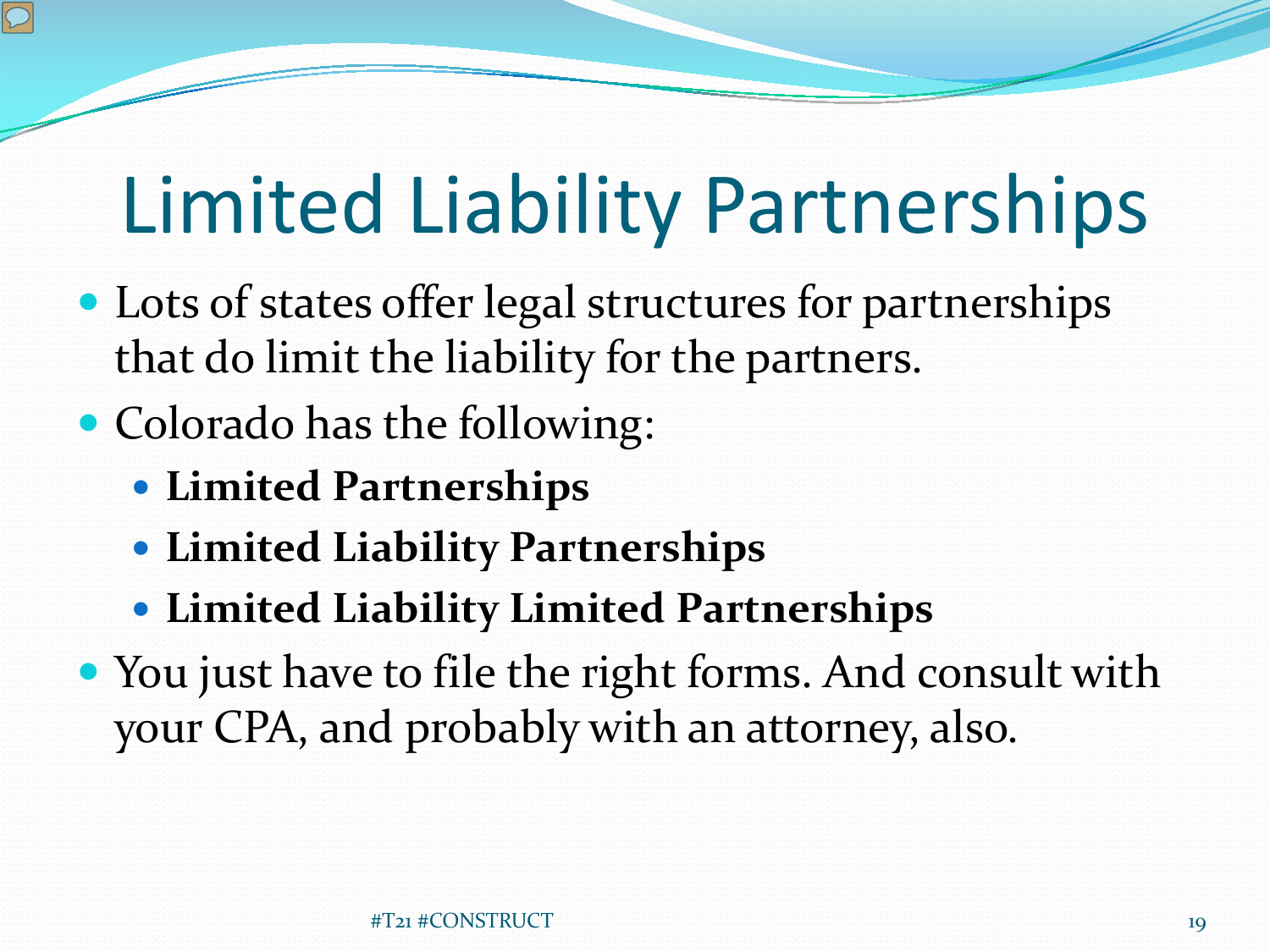# Limited Liability Partnerships

- Lots of states offer legal structures for partnerships that do limit the liability for the partners.
- Colorado has the following:
  - **Limited Partnerships**
  - **Limited Liability Partnerships**
  - **Limited Liability Limited Partnerships**
- You just have to file the right forms. And consult with your CPA, and probably with an attorney, also.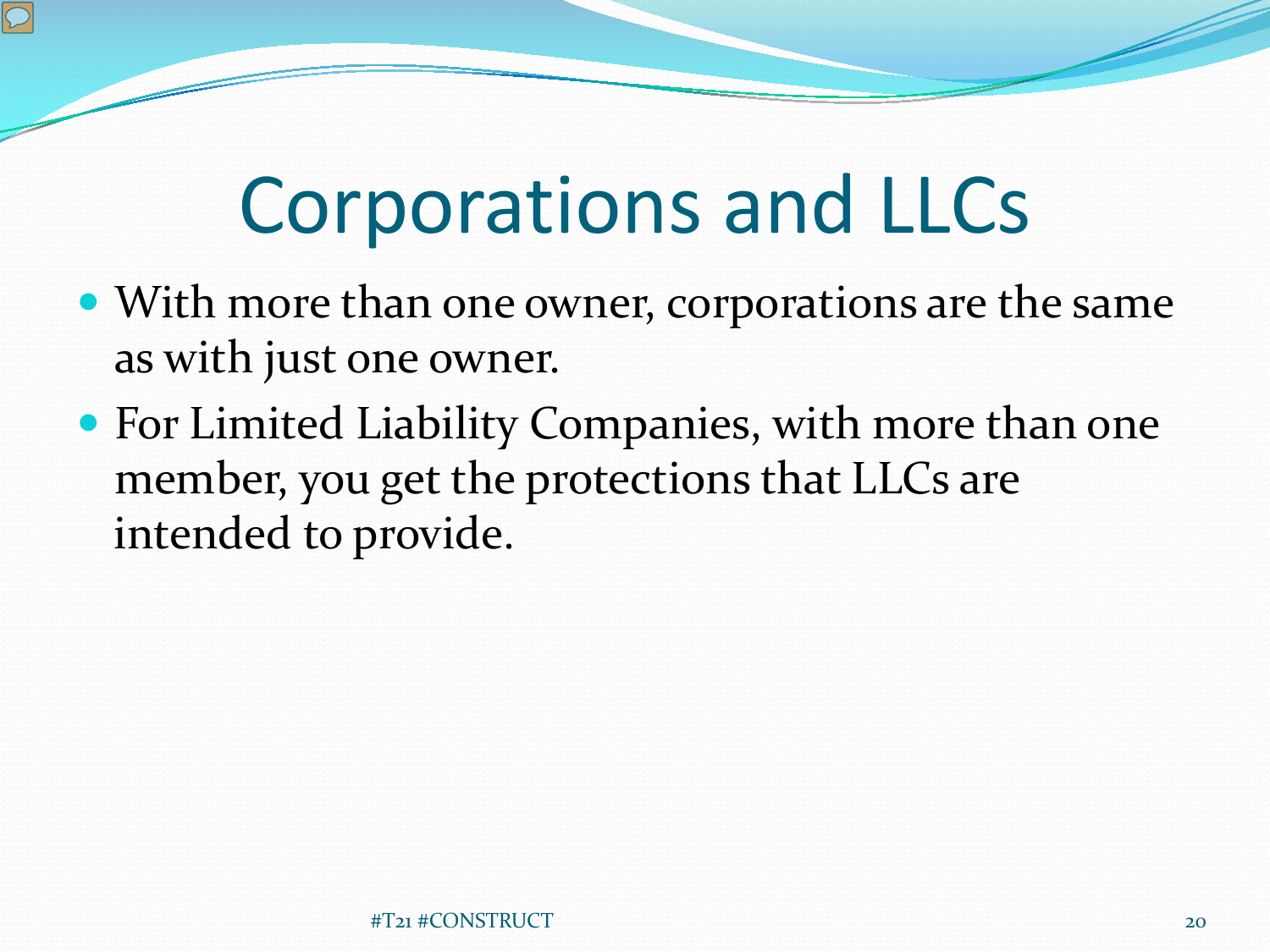# Corporations and LLCs

- With more than one owner, corporations are the same as with just one owner.
- For Limited Liability Companies, with more than one member, you get the protections that LLCs are intended to provide.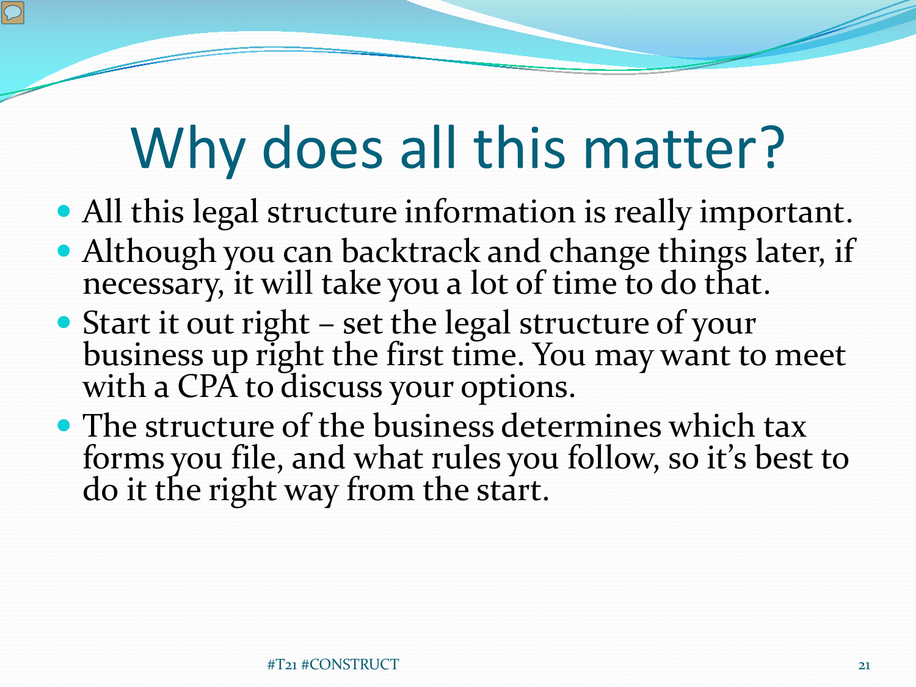# Why does all this matter?

- All this legal structure information is really important.
- Although you can backtrack and change things later, if necessary, it will take you a lot of time to do that.
- Start it out right – set the legal structure of your business up right the first time. You may want to meet with a CPA to discuss your options.
- The structure of the business determines which tax forms you file, and what rules you follow, so it's best to do it the right way from the start.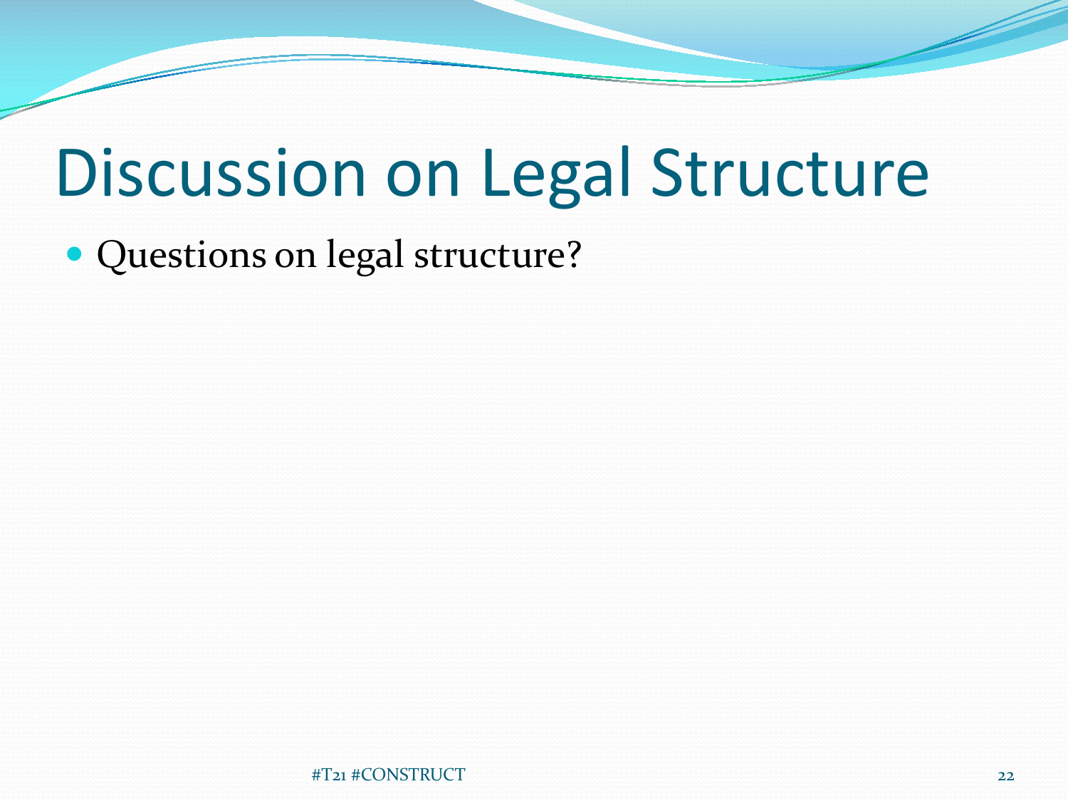# Discussion on Legal Structure

- Questions on legal structure?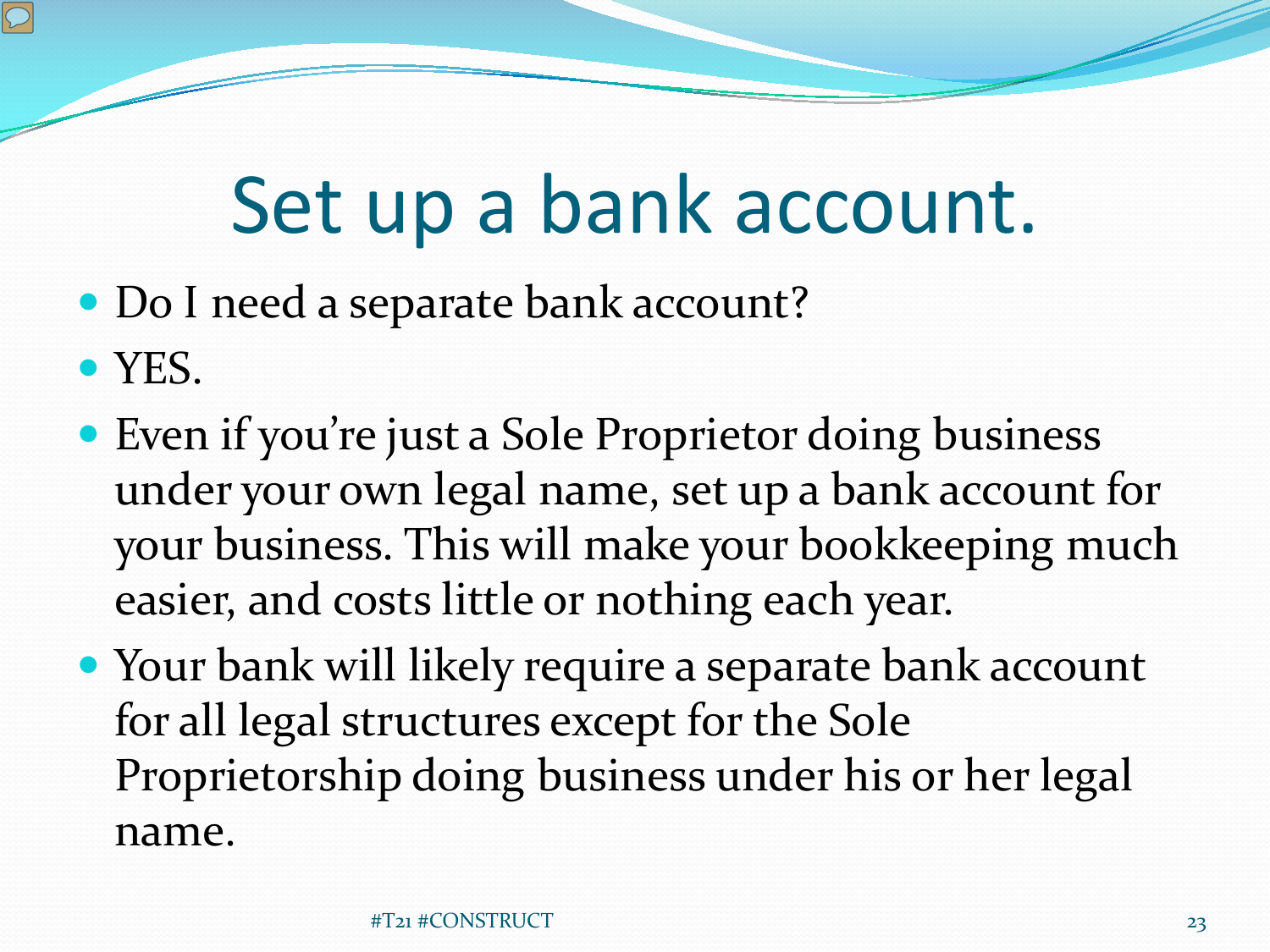# Set up a bank account.

- Do I need a separate bank account?
- YES.
- Even if you're just a Sole Proprietor doing business under your own legal name, set up a bank account for your business. This will make your bookkeeping much easier, and costs little or nothing each year.
- Your bank will likely require a separate bank account for all legal structures except for the Sole Proprietorship doing business under his or her legal name.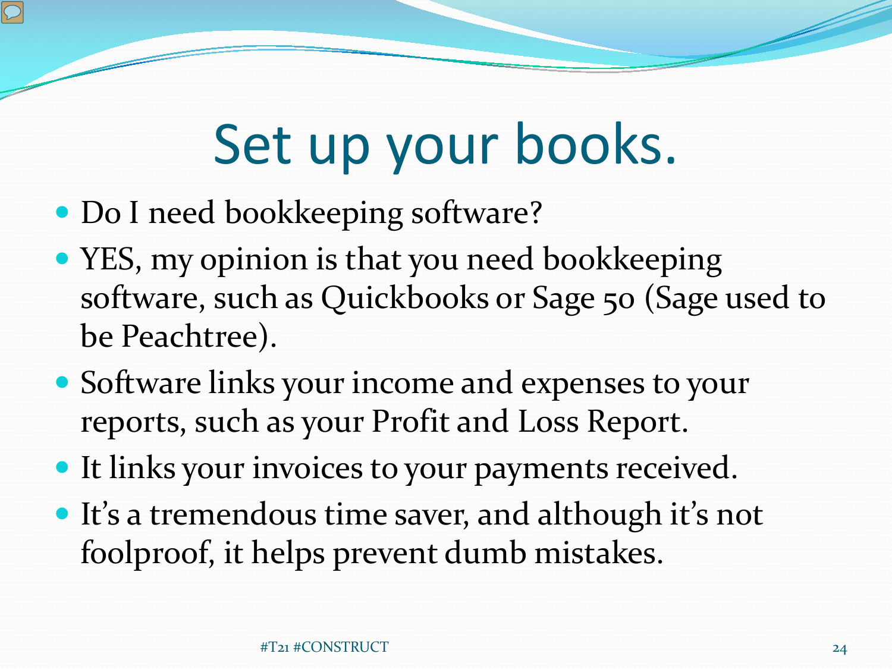# Set up your books.

- Do I need bookkeeping software?
- YES, my opinion is that you need bookkeeping software, such as Quickbooks or Sage 50 (Sage used to be Peachtree).
- Software links your income and expenses to your reports, such as your Profit and Loss Report.
- It links your invoices to your payments received.
- It's a tremendous time saver, and although it's not foolproof, it helps prevent dumb mistakes.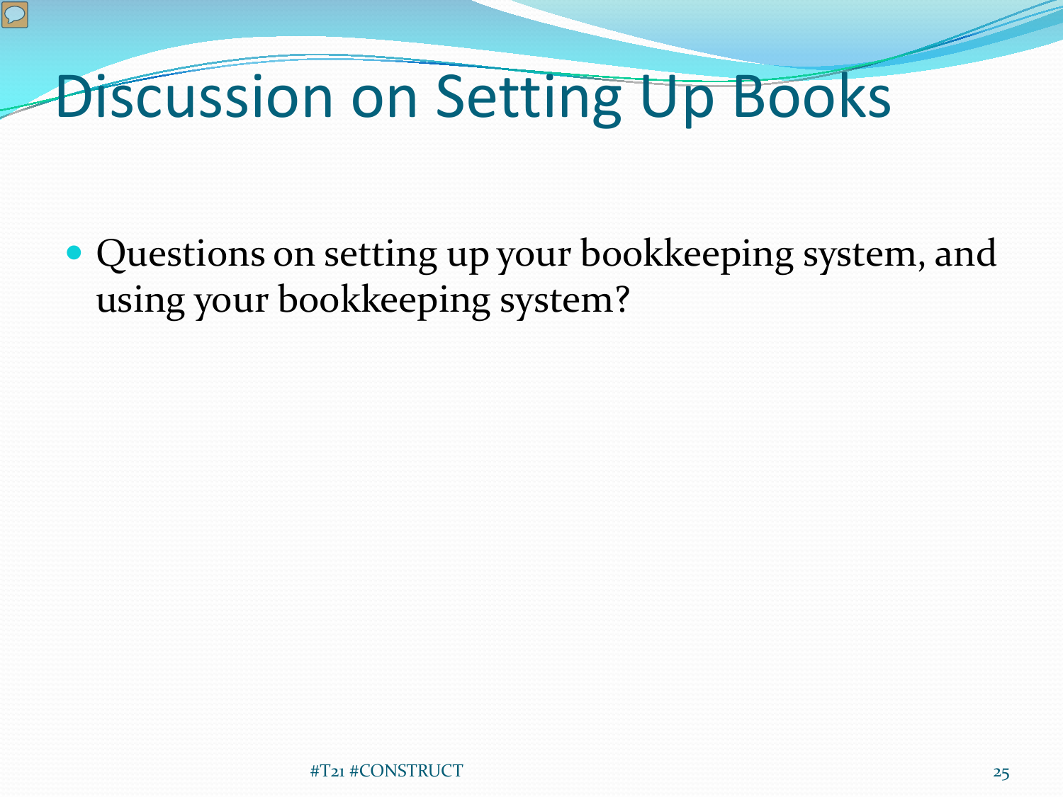# Discussion on Setting Up Books

- Questions on setting up your bookkeeping system, and using your bookkeeping system?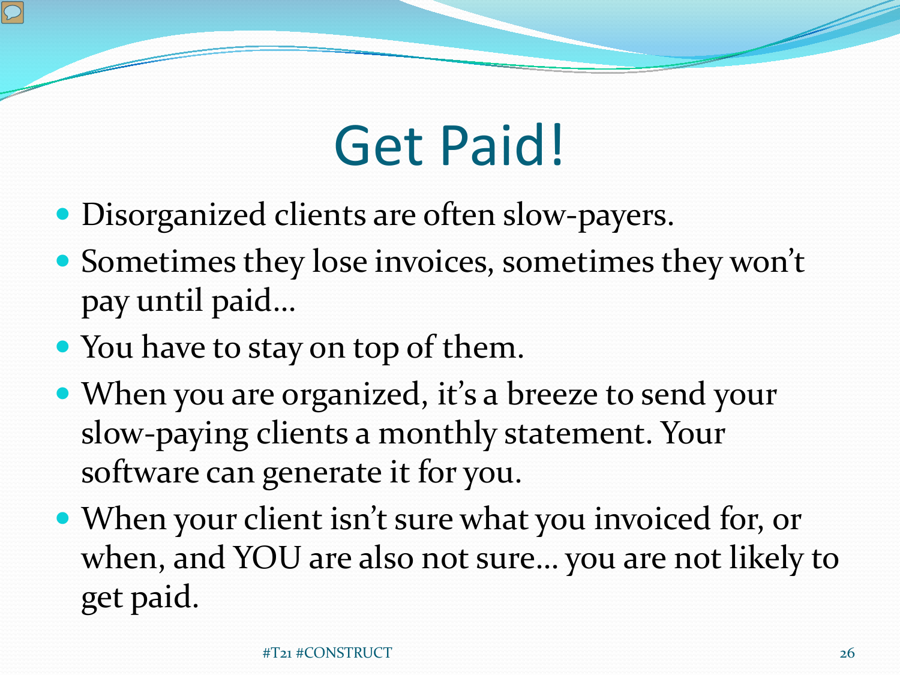# Get Paid!

- Disorganized clients are often slow-payers.
- Sometimes they lose invoices, sometimes they won't pay until paid…
- You have to stay on top of them.
- When you are organized, it's a breeze to send your slow-paying clients a monthly statement. Your software can generate it for you.
- When your client isn't sure what you invoiced for, or when, and YOU are also not sure… you are not likely to get paid.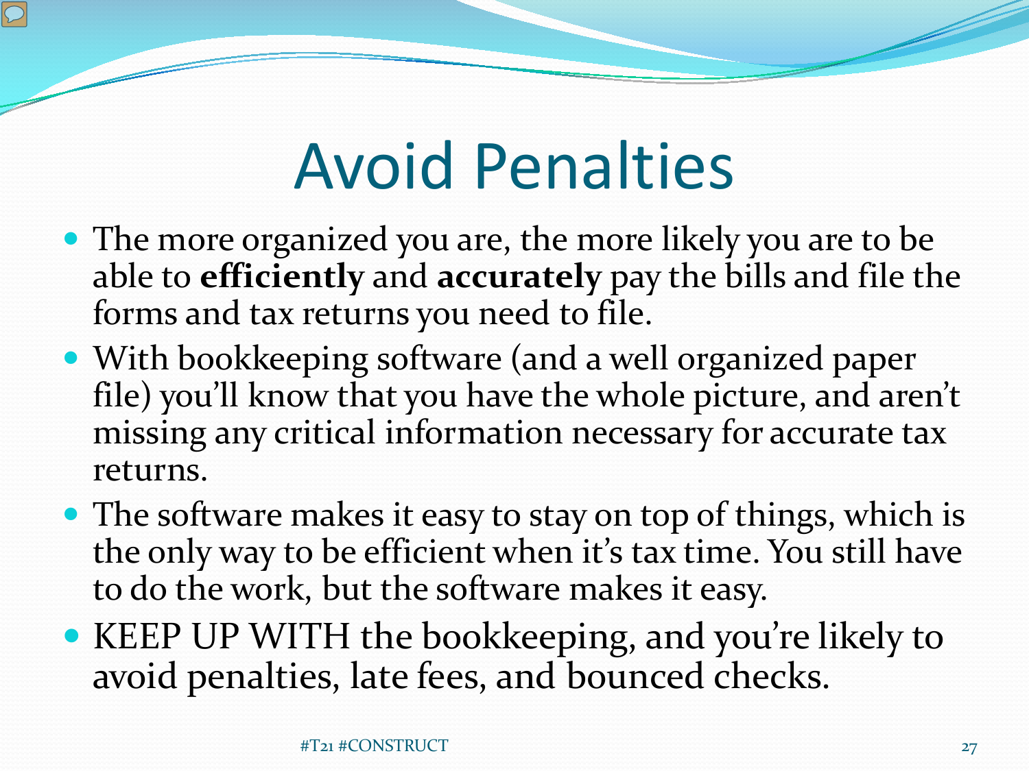# Avoid Penalties

- The more organized you are, the more likely you are to be able to **efficiently** and **accurately** pay the bills and file the forms and tax returns you need to file.
- With bookkeeping software (and a well organized paper file) you'll know that you have the whole picture, and aren't missing any critical information necessary for accurate tax returns.
- The software makes it easy to stay on top of things, which is the only way to be efficient when it's tax time. You still have to do the work, but the software makes it easy.
- KEEP UP WITH the bookkeeping, and you're likely to avoid penalties, late fees, and bounced checks.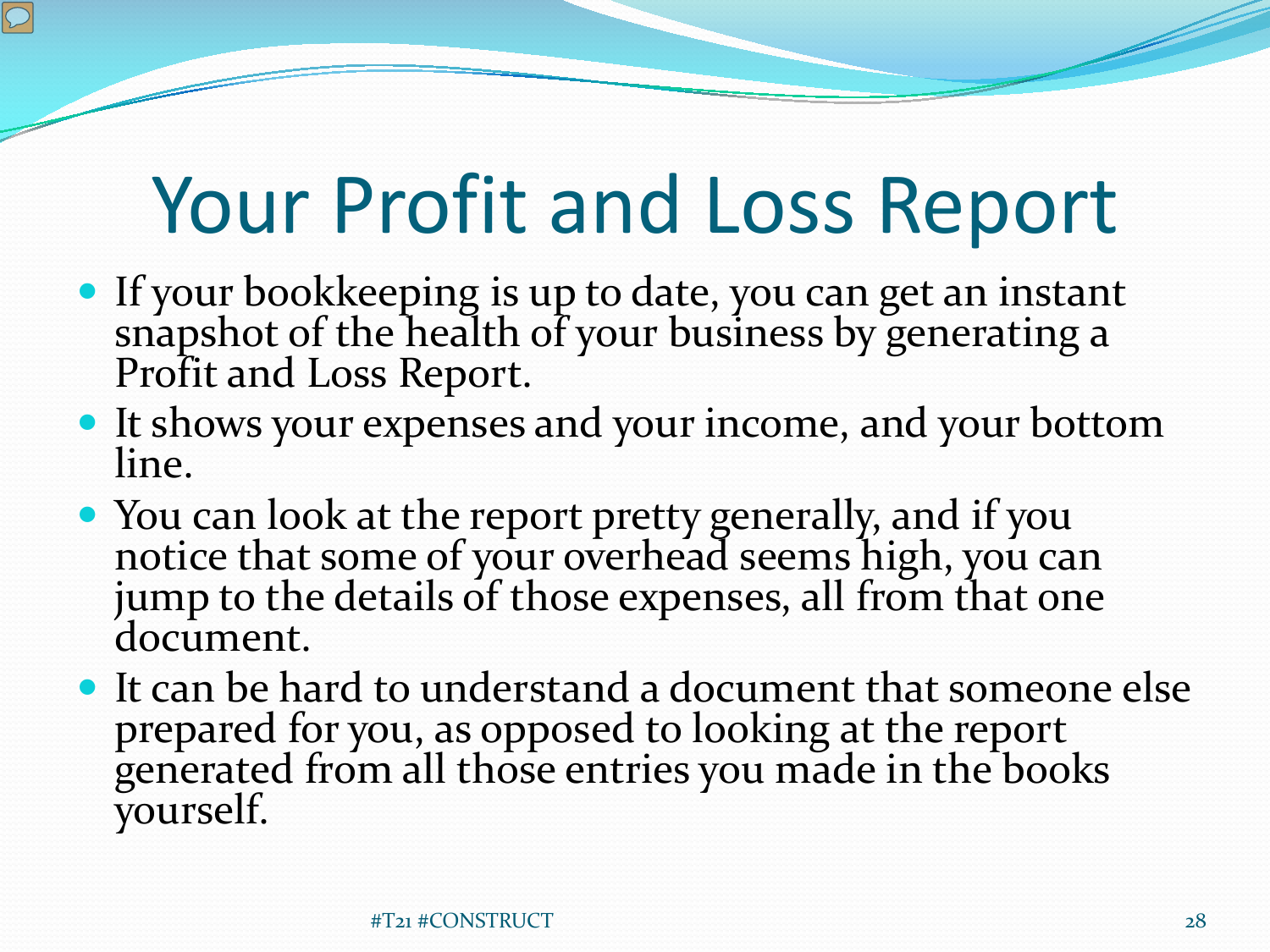# Your Profit and Loss Report

- If your bookkeeping is up to date, you can get an instant snapshot of the health of your business by generating a Profit and Loss Report.
- It shows your expenses and your income, and your bottom line.
- You can look at the report pretty generally, and if you notice that some of your overhead seems high, you can jump to the details of those expenses, all from that one document.
- It can be hard to understand a document that someone else prepared for you, as opposed to looking at the report generated from all those entries you made in the books yourself.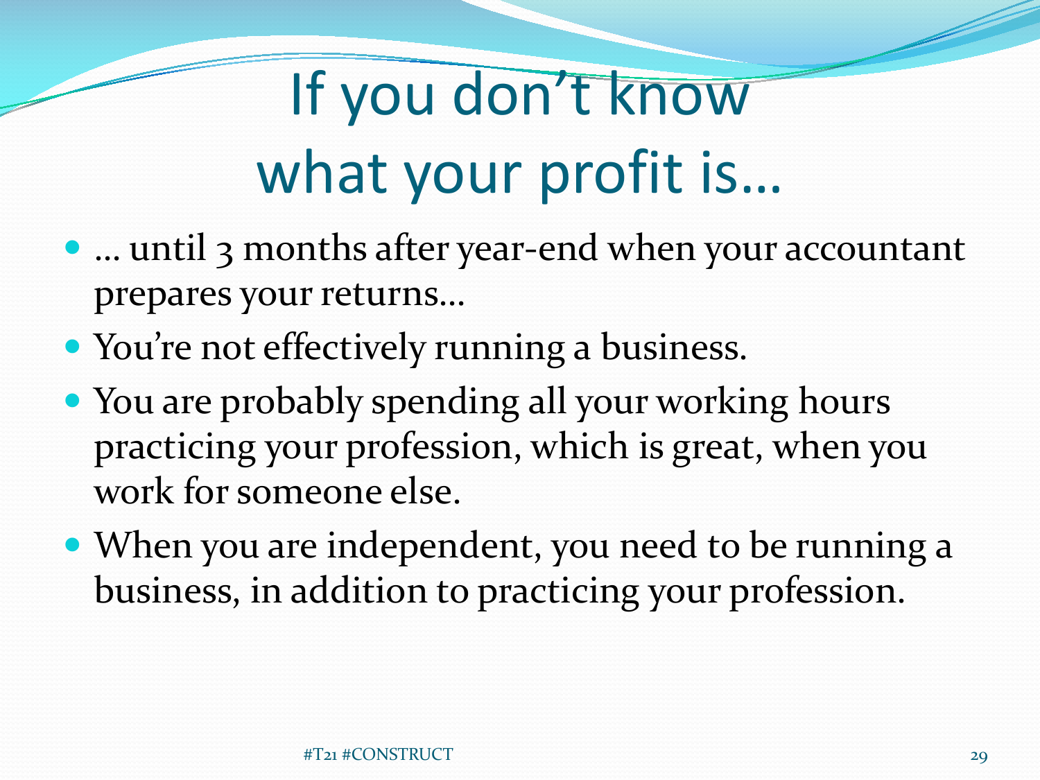# If you don't know what your profit is…

- … until 3 months after year-end when your accountant prepares your returns…
- You're not effectively running a business.
- You are probably spending all your working hours practicing your profession, which is great, when you work for someone else.
- When you are independent, you need to be running a business, in addition to practicing your profession.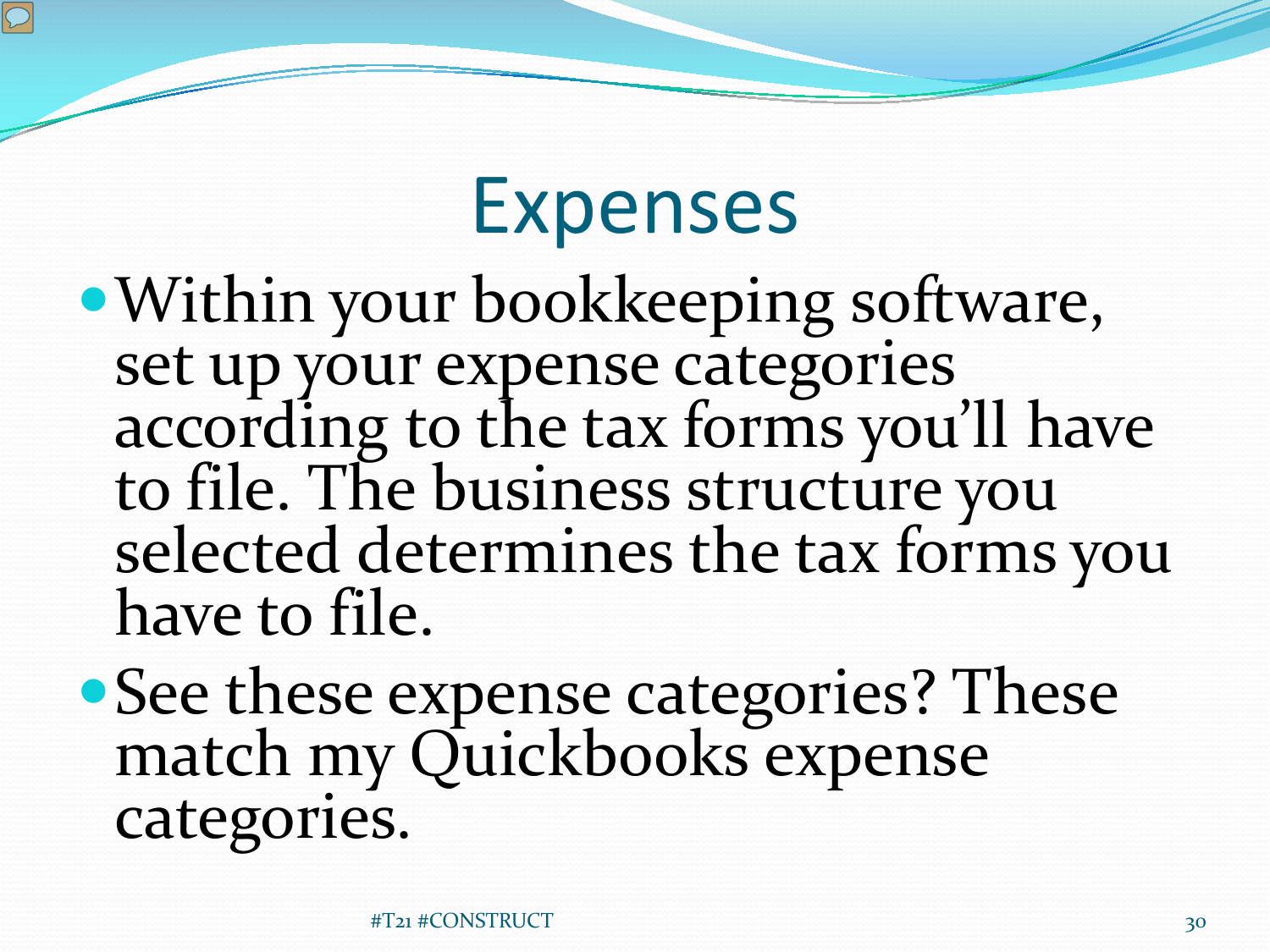# Expenses

- Within your bookkeeping software, set up your expense categories according to the tax forms you'll have to file. The business structure you selected determines the tax forms you have to file.
- See these expense categories? These match my Quickbooks expense categories.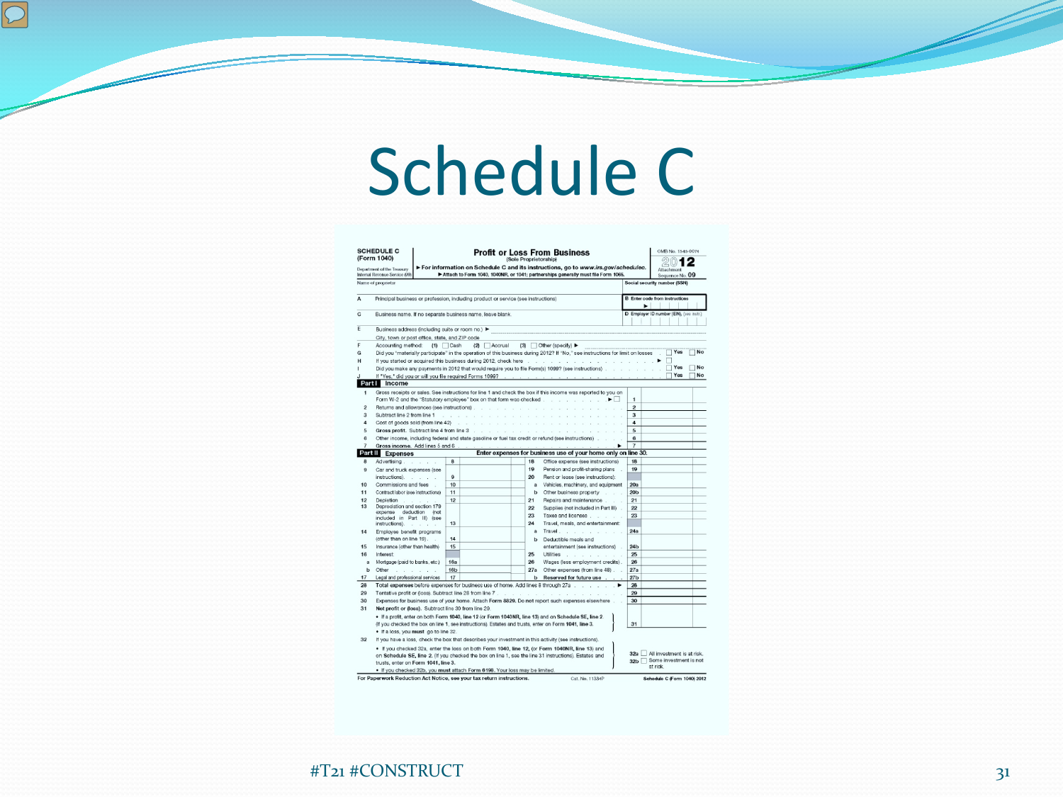# Schedule C

**SCHEDULE C (Form 1040)**

Department of the Treasury
Internal Revenue Service (99)

## Profit or Loss From Business
(Sole Proprietorship)

▶ For information on Schedule C and its instructions, go to www.irs.gov/schedulec.
▶ Attach to Form 1040, 1040NR, or 1041; partnerships generally must file Form 1065.

OMB No. 1545-0074
2012
Attachment Sequence No. 09

Name of proprietor | Social security number (SSN)

A Principal business or profession, including product or service (see instructions) | B Enter code from instructions ▶

C Business name. If no separate business name, leave blank. | D Employer ID number (EIN), (see instr.)

E Business address (including suite or room no.) ▶
City, town or post office, state, and ZIP code

F Accounting method: (1) ☐ Cash (2) ☐ Accrual (3) ☐ Other (specify) ▶

G Did you "materially participate" in the operation of this business during 2012? If "No," see instructions for limit on losses ☐ Yes ☐ No

H If you started or acquired this business during 2012, check here ▶ ☐

I Did you make any payments in 2012 that would require you to file Form(s) 1099? (see instructions) ☐ Yes ☐ No

J If "Yes," did you or will you file required Forms 1099? ☐ Yes ☐ No

**Part I Income**

1 Gross receipts or sales. See instructions for line 1 and check the box if this income was reported to you on Form W-2 and the "Statutory employee" box on that form was checked ▶ ☐ | 1
2 Returns and allowances (see instructions) | 2
3 Subtract line 2 from line 1 | 3
4 Cost of goods sold (from line 42) | 4
5 **Gross profit.** Subtract line 4 from line 3 | 5
6 Other income, including federal and state gasoline or fuel tax credit or refund (see instructions) | 6
7 **Gross income.** Add lines 5 and 6 ▶ | 7

**Part II Expenses** — Enter expenses for business use of your home **only** on line 30.

| | | | | | |
|---|---|---|---|---|---|
| 8 Advertising | 8 | | 18 Office expense (see instructions) | 18 | |
| 9 Car and truck expenses (see instructions) | 9 | | 19 Pension and profit-sharing plans | 19 | |
| 10 Commissions and fees | 10 | | 20 Rent or lease (see instructions): | | |
| 11 Contract labor (see instructions) | 11 | | a Vehicles, machinery, and equipment | 20a | |
| 12 Depletion | 12 | | b Other business property | 20b | |
| 13 Depreciation and section 179 expense deduction (not included in Part III) (see instructions) | 13 | | 21 Repairs and maintenance | 21 | |
| 14 Employee benefit programs (other than on line 19) | 14 | | 22 Supplies (not included in Part III) | 22 | |
| 15 Insurance (other than health) | 15 | | 23 Taxes and licenses | 23 | |
| 16 Interest: | | | 24 Travel, meals, and entertainment: | | |
| a Mortgage (paid to banks, etc.) | 16a | | a Travel | 24a | |
| b Other | 16b | | b Deductible meals and entertainment (see instructions) | 24b | |
| 17 Legal and professional services | 17 | | 25 Utilities | 25 | |
| | | | 26 Wages (less employment credits) | 26 | |
| | | | 27a Other expenses (from line 48) | 27a | |
| | | | b **Reserved for future use** | 27b | |

28 **Total expenses** before expenses for business use of home. Add lines 8 through 27a ▶ | 28
29 Tentative profit or (loss). Subtract line 28 from line 7 | 29
30 Expenses for business use of your home. Attach Form 8829. Do not report such expenses elsewhere | 30
31 **Net profit or (loss).** Subtract line 30 from line 29.
- If a profit, enter on both **Form 1040, line 12** (or **Form 1040NR, line 13**) and on **Schedule SE, line 2.** (If you checked the box on line 1, see instructions). Estates and trusts, enter on **Form 1041, line 3.**
- If a loss, you **must** go to line 32. | 31

32 If you have a loss, check the box that describes your investment in this activity (see instructions).
- If you checked 32a, enter the loss on both **Form 1040, line 12,** (or **Form 1040NR, line 13**) and on **Schedule SE, line 2.** (If you checked the box on line 1, see the line 31 instructions). Estates and trusts, enter on **Form 1041, line 3.**
- If you checked 32b, you **must** attach Form 6198. Your loss may be limited.

32a ☐ All investment is at risk.
32b ☐ Some investment is not at risk.

**For Paperwork Reduction Act Notice, see your tax return instructions.** Cat. No. 11334P **Schedule C (Form 1040) 2012**

#T21 #CONSTRUCT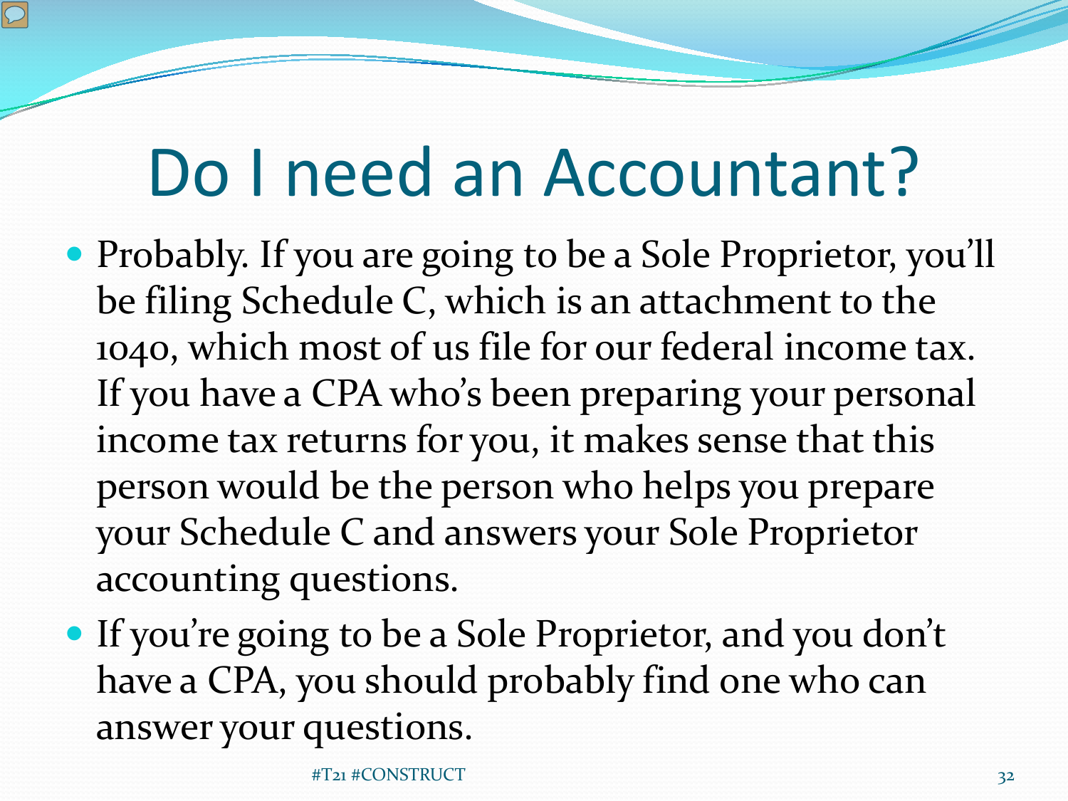# Do I need an Accountant?

- Probably. If you are going to be a Sole Proprietor, you'll be filing Schedule C, which is an attachment to the 1040, which most of us file for our federal income tax. If you have a CPA who's been preparing your personal income tax returns for you, it makes sense that this person would be the person who helps you prepare your Schedule C and answers your Sole Proprietor accounting questions.
- If you're going to be a Sole Proprietor, and you don't have a CPA, you should probably find one who can answer your questions.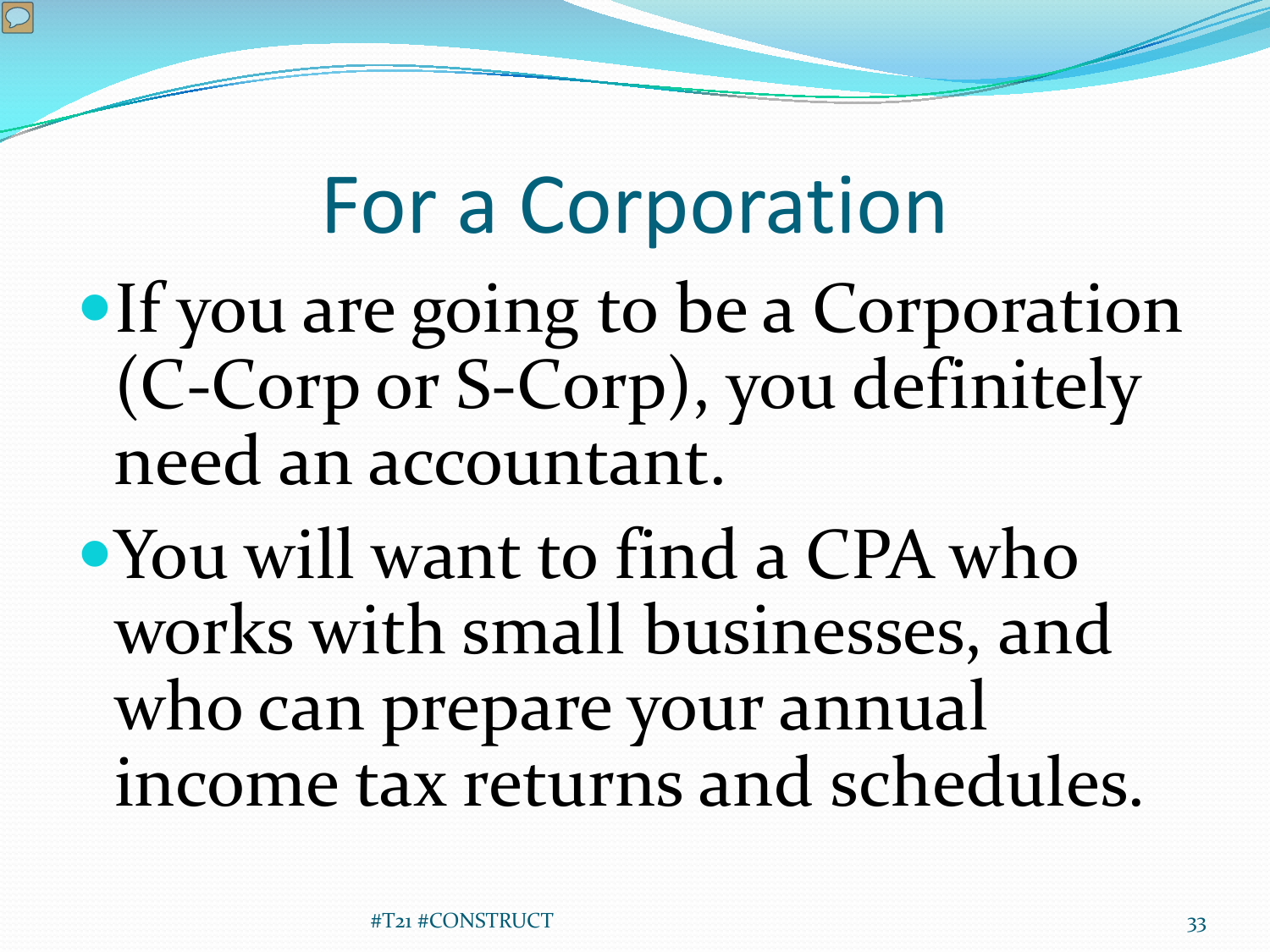# For a Corporation

- If you are going to be a Corporation (C-Corp or S-Corp), you definitely need an accountant.
- You will want to find a CPA who works with small businesses, and who can prepare your annual income tax returns and schedules.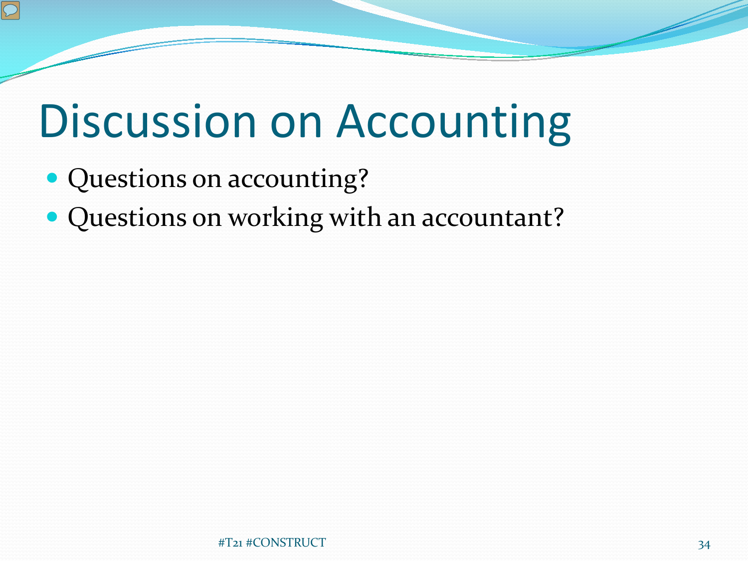# Discussion on Accounting

- Questions on accounting?
- Questions on working with an accountant?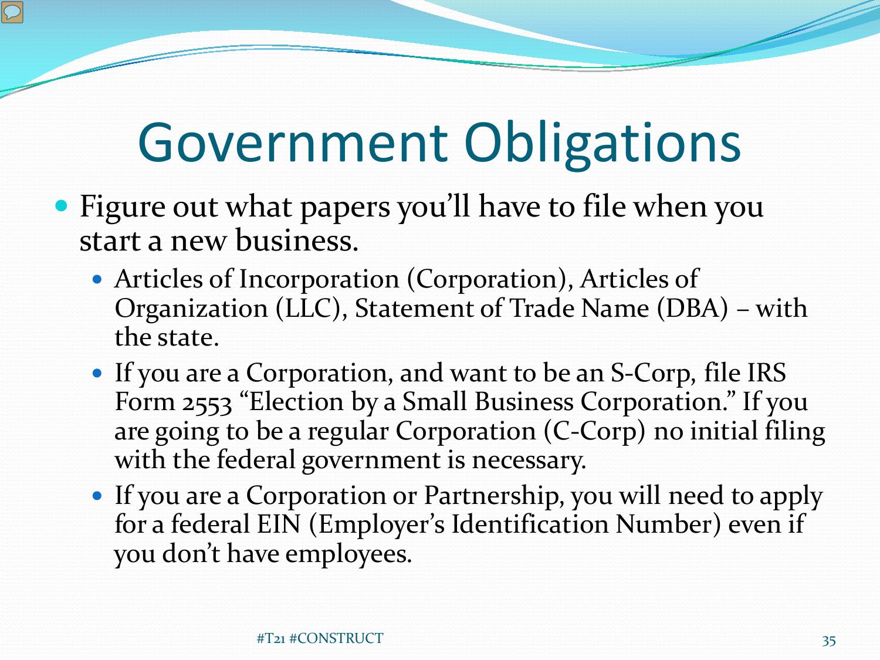# Government Obligations

- Figure out what papers you'll have to file when you start a new business.
  - Articles of Incorporation (Corporation), Articles of Organization (LLC), Statement of Trade Name (DBA) – with the state.
  - If you are a Corporation, and want to be an S-Corp, file IRS Form 2553 "Election by a Small Business Corporation." If you are going to be a regular Corporation (C-Corp) no initial filing with the federal government is necessary.
  - If you are a Corporation or Partnership, you will need to apply for a federal EIN (Employer's Identification Number) even if you don't have employees.

#T21 #CONSTRUCT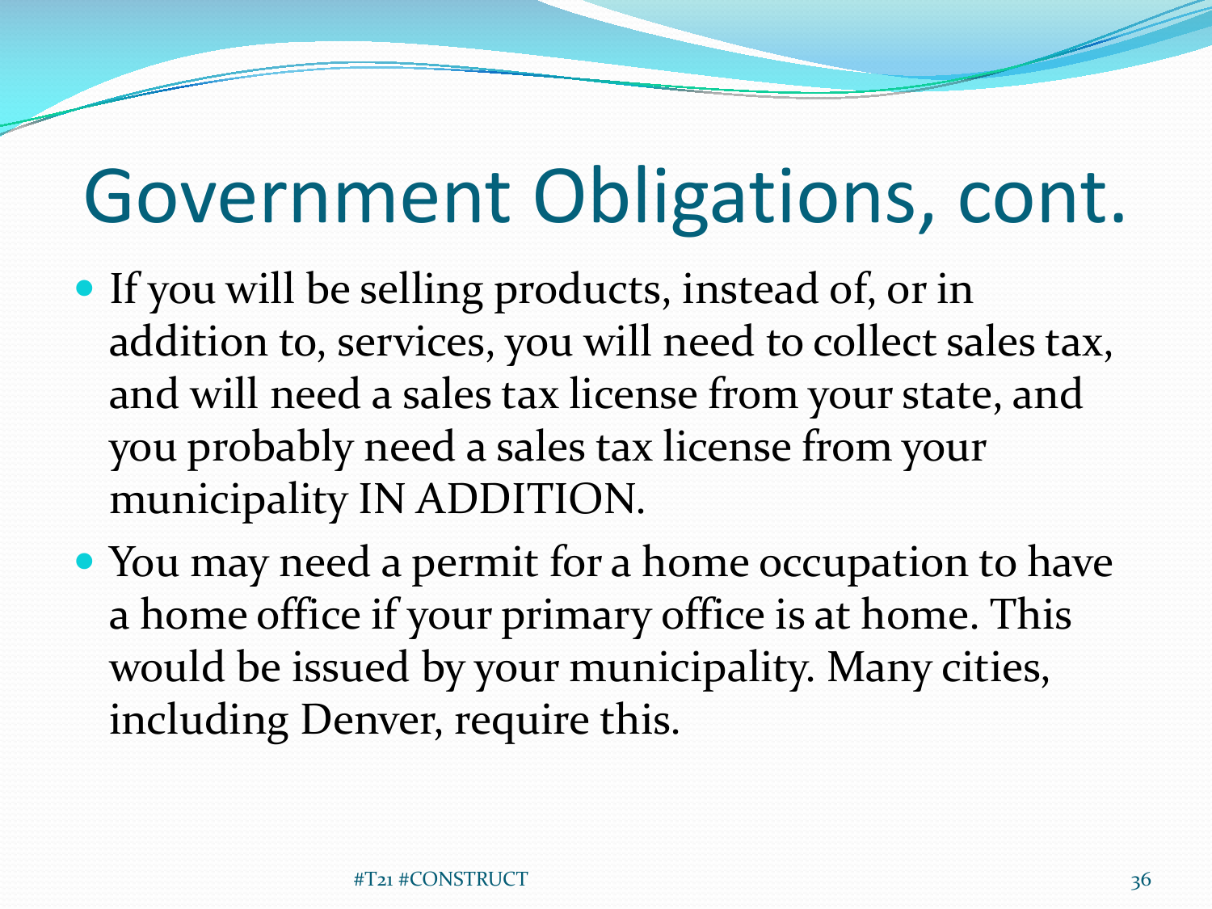# Government Obligations, cont.

- If you will be selling products, instead of, or in addition to, services, you will need to collect sales tax, and will need a sales tax license from your state, and you probably need a sales tax license from your municipality IN ADDITION.
- You may need a permit for a home occupation to have a home office if your primary office is at home. This would be issued by your municipality. Many cities, including Denver, require this.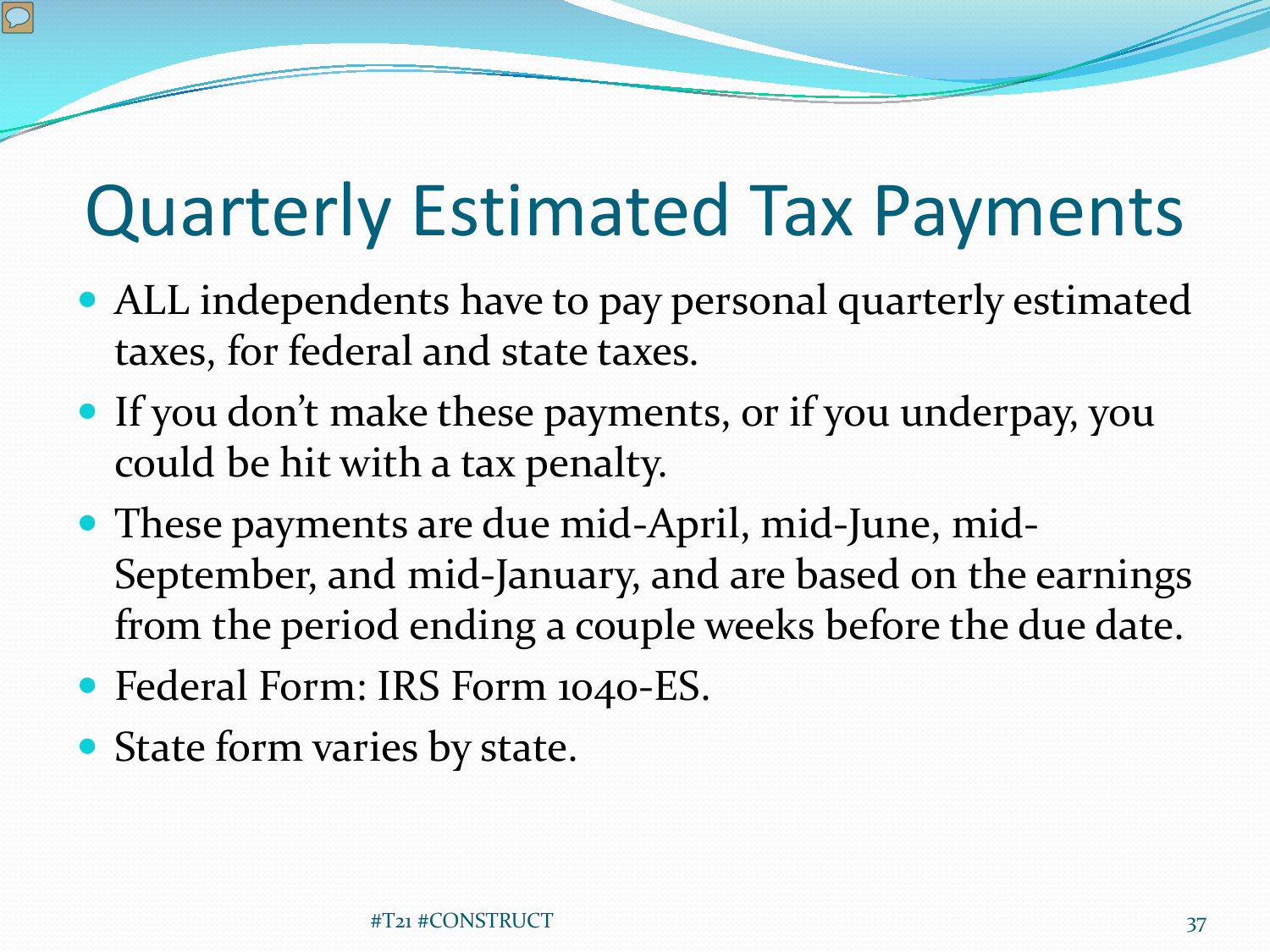# Quarterly Estimated Tax Payments

- ALL independents have to pay personal quarterly estimated taxes, for federal and state taxes.
- If you don't make these payments, or if you underpay, you could be hit with a tax penalty.
- These payments are due mid-April, mid-June, mid-September, and mid-January, and are based on the earnings from the period ending a couple weeks before the due date.
- Federal Form: IRS Form 1040-ES.
- State form varies by state.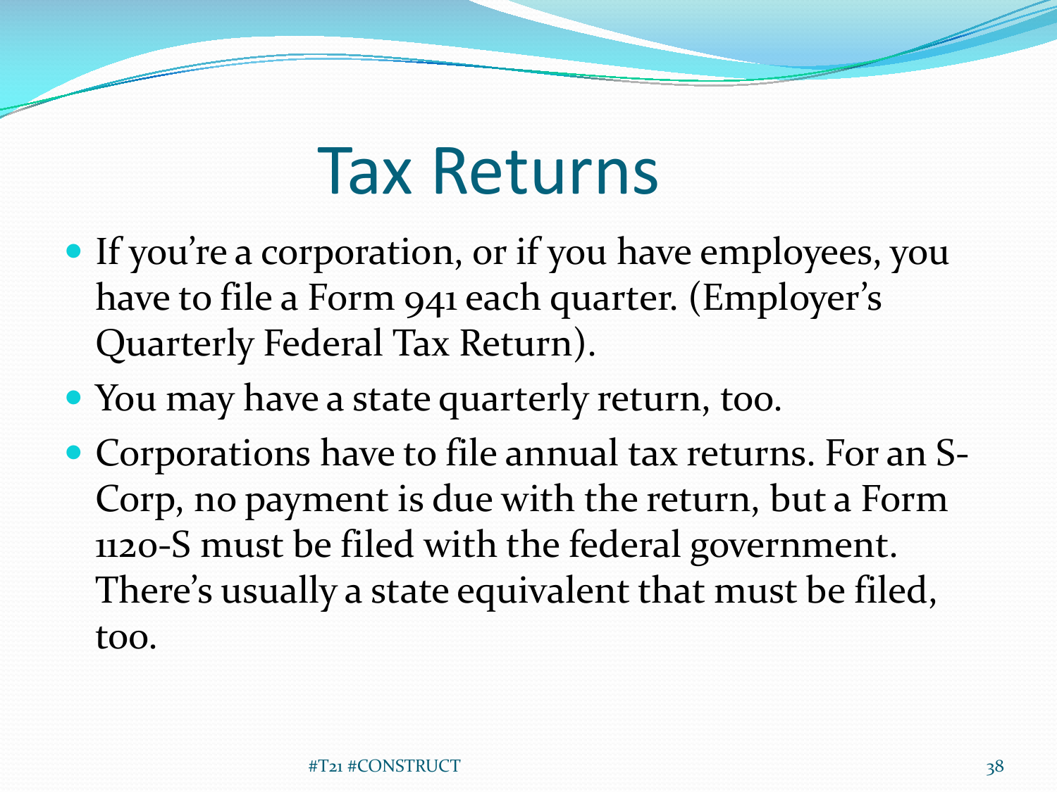# Tax Returns

- If you're a corporation, or if you have employees, you have to file a Form 941 each quarter. (Employer's Quarterly Federal Tax Return).
- You may have a state quarterly return, too.
- Corporations have to file annual tax returns. For an S-Corp, no payment is due with the return, but a Form 1120-S must be filed with the federal government. There's usually a state equivalent that must be filed, too.

#T21 #CONSTRUCT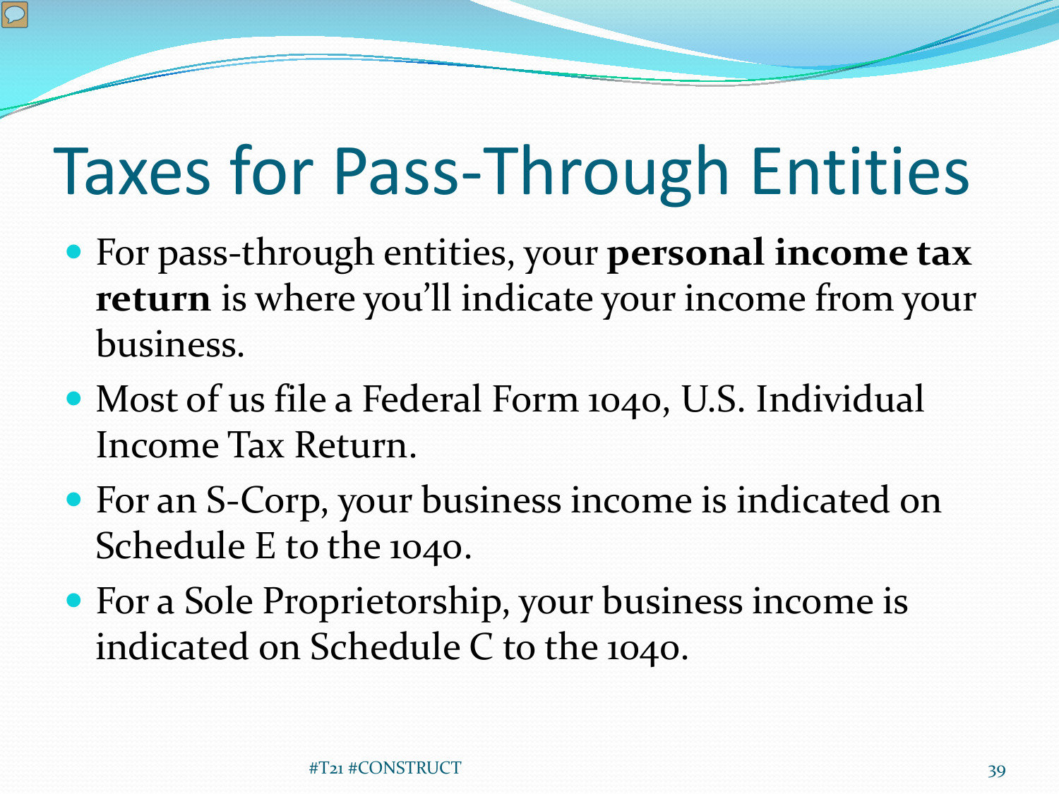# Taxes for Pass-Through Entities

- For pass-through entities, your **personal income tax return** is where you'll indicate your income from your business.
- Most of us file a Federal Form 1040, U.S. Individual Income Tax Return.
- For an S-Corp, your business income is indicated on Schedule E to the 1040.
- For a Sole Proprietorship, your business income is indicated on Schedule C to the 1040.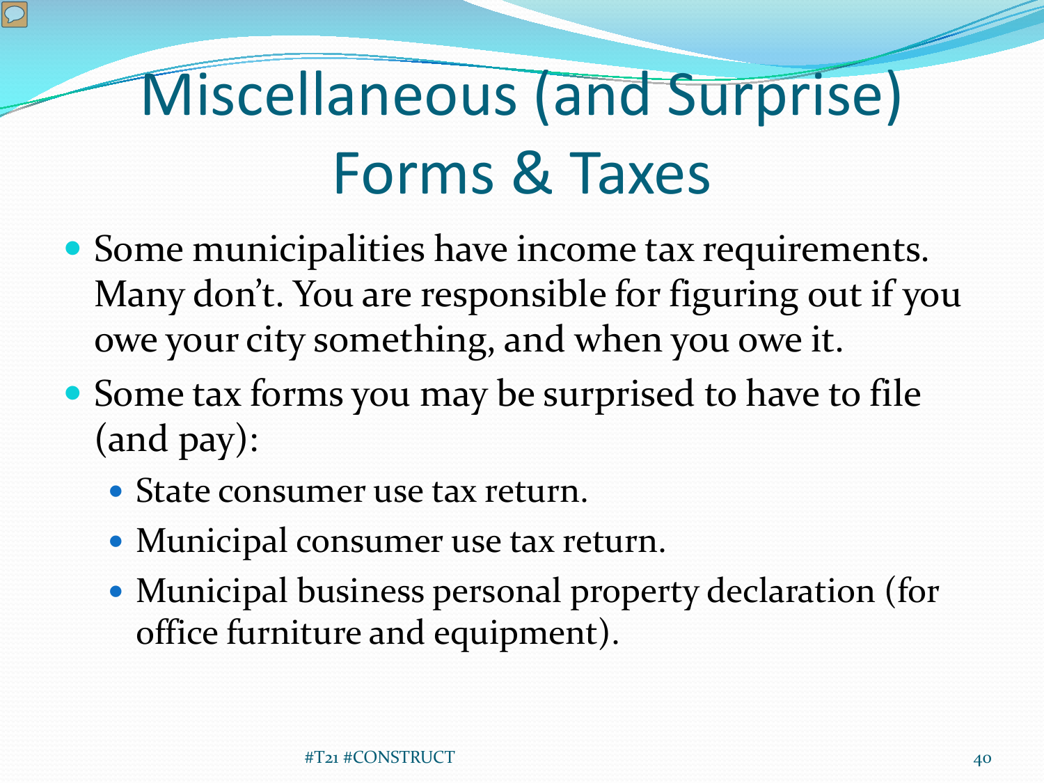# Miscellaneous (and Surprise) Forms & Taxes

- Some municipalities have income tax requirements. Many don't. You are responsible for figuring out if you owe your city something, and when you owe it.
- Some tax forms you may be surprised to have to file (and pay):
  - State consumer use tax return.
  - Municipal consumer use tax return.
  - Municipal business personal property declaration (for office furniture and equipment).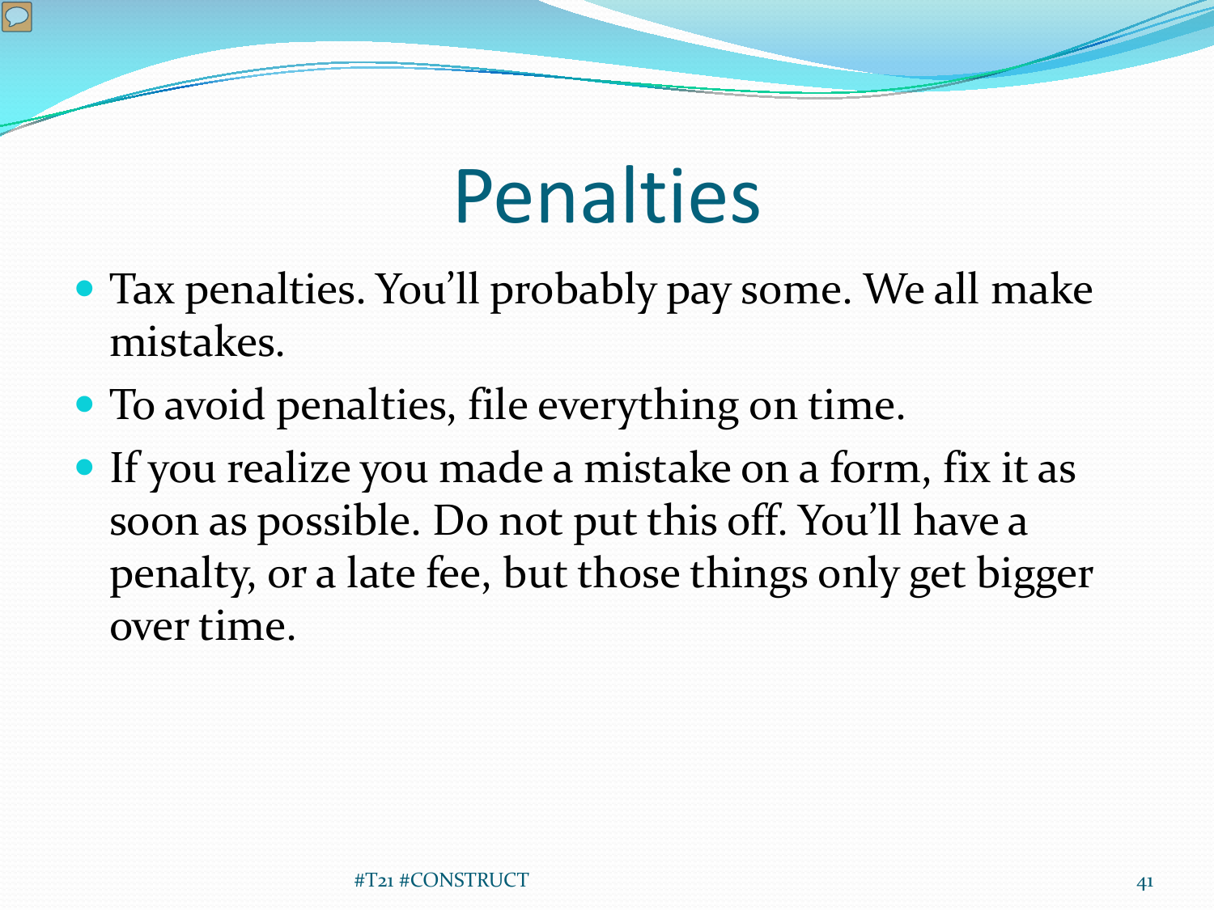# Penalties

- Tax penalties. You'll probably pay some. We all make mistakes.
- To avoid penalties, file everything on time.
- If you realize you made a mistake on a form, fix it as soon as possible. Do not put this off. You'll have a penalty, or a late fee, but those things only get bigger over time.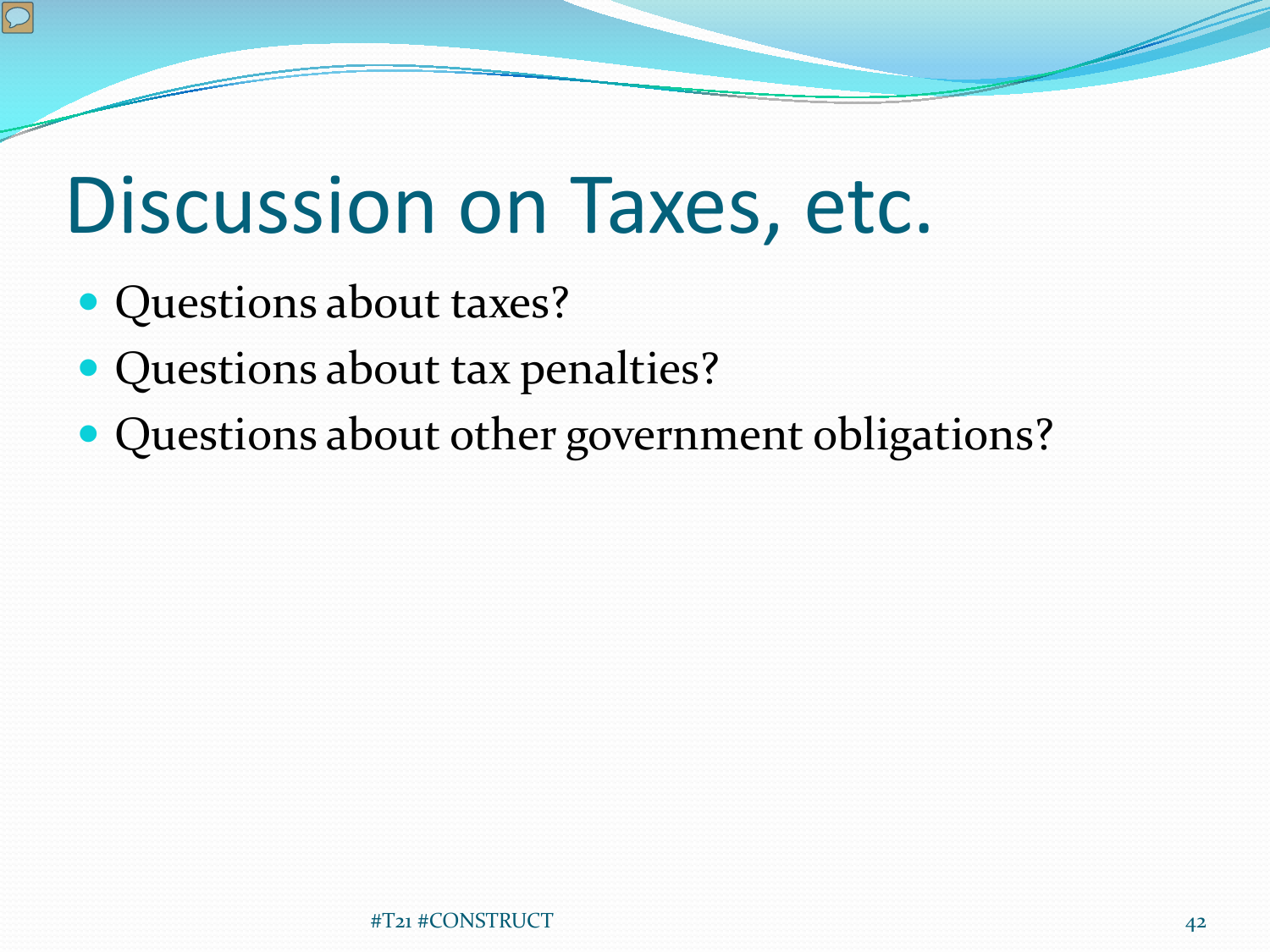# Discussion on Taxes, etc.

- Questions about taxes?
- Questions about tax penalties?
- Questions about other government obligations?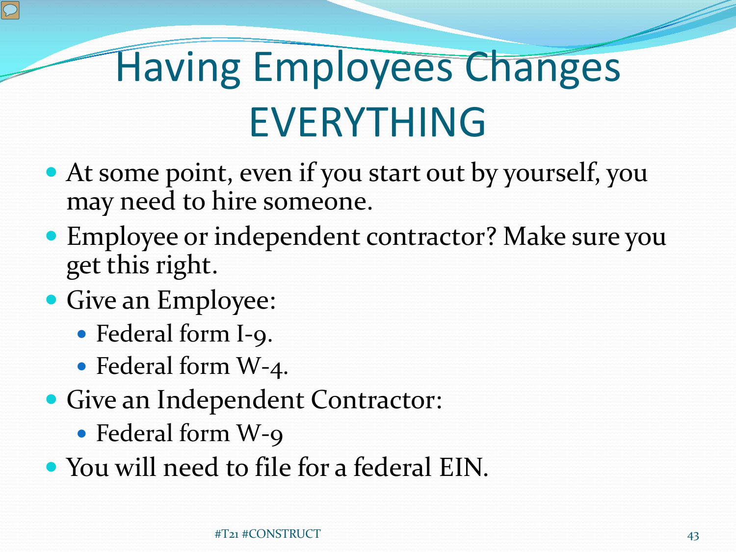# Having Employees Changes EVERYTHING

- At some point, even if you start out by yourself, you may need to hire someone.
- Employee or independent contractor? Make sure you get this right.
- Give an Employee:
  - Federal form I-9.
  - Federal form W-4.
- Give an Independent Contractor:
  - Federal form W-9
- You will need to file for a federal EIN.

#T21 #CONSTRUCT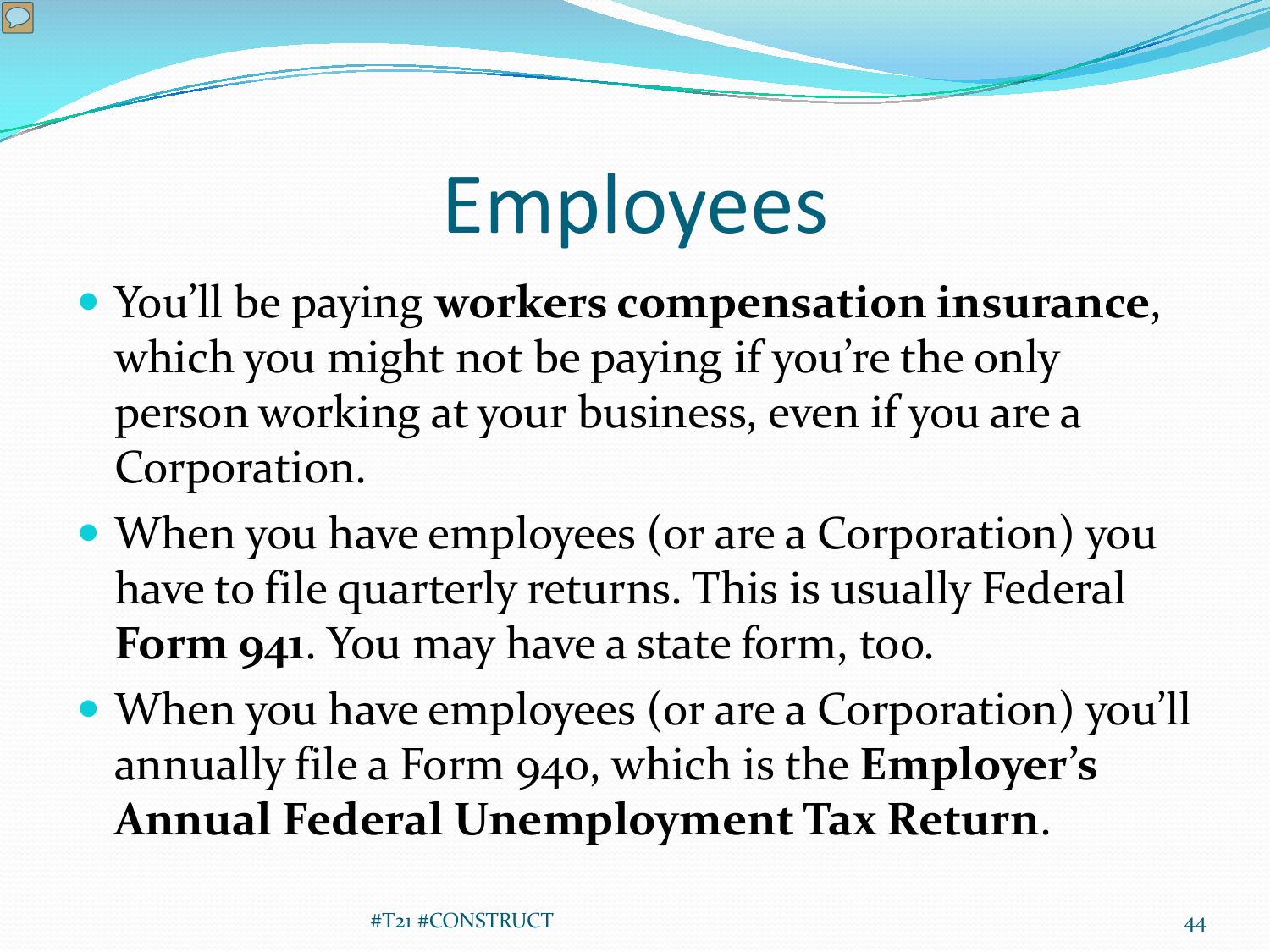# Employees

- You'll be paying **workers compensation insurance**, which you might not be paying if you're the only person working at your business, even if you are a Corporation.
- When you have employees (or are a Corporation) you have to file quarterly returns. This is usually Federal **Form 941**. You may have a state form, too.
- When you have employees (or are a Corporation) you'll annually file a Form 940, which is the **Employer's Annual Federal Unemployment Tax Return**.

#T21 #CONSTRUCT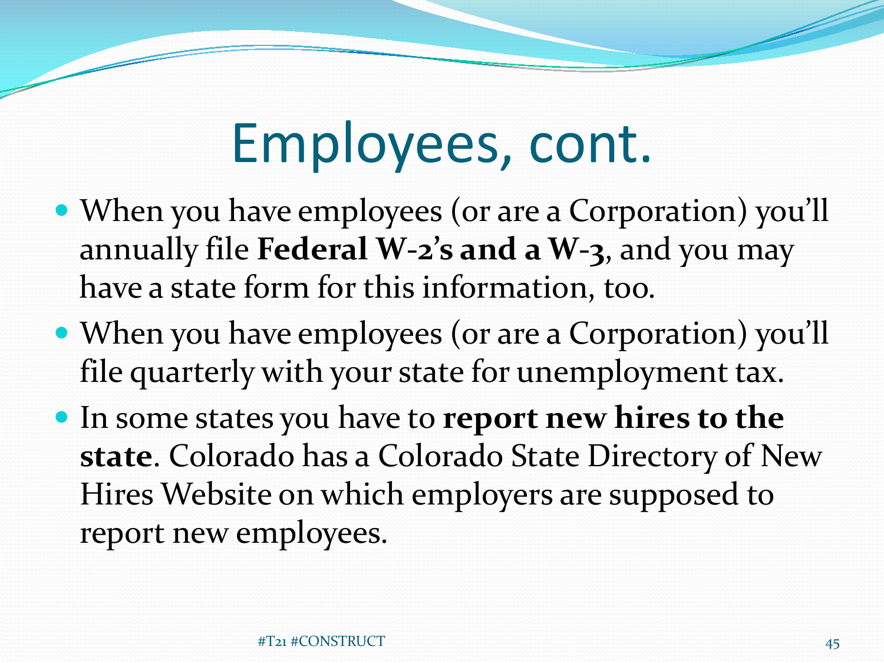# Employees, cont.

- When you have employees (or are a Corporation) you'll annually file **Federal W-2's and a W-3**, and you may have a state form for this information, too.
- When you have employees (or are a Corporation) you'll file quarterly with your state for unemployment tax.
- In some states you have to **report new hires to the state**. Colorado has a Colorado State Directory of New Hires Website on which employers are supposed to report new employees.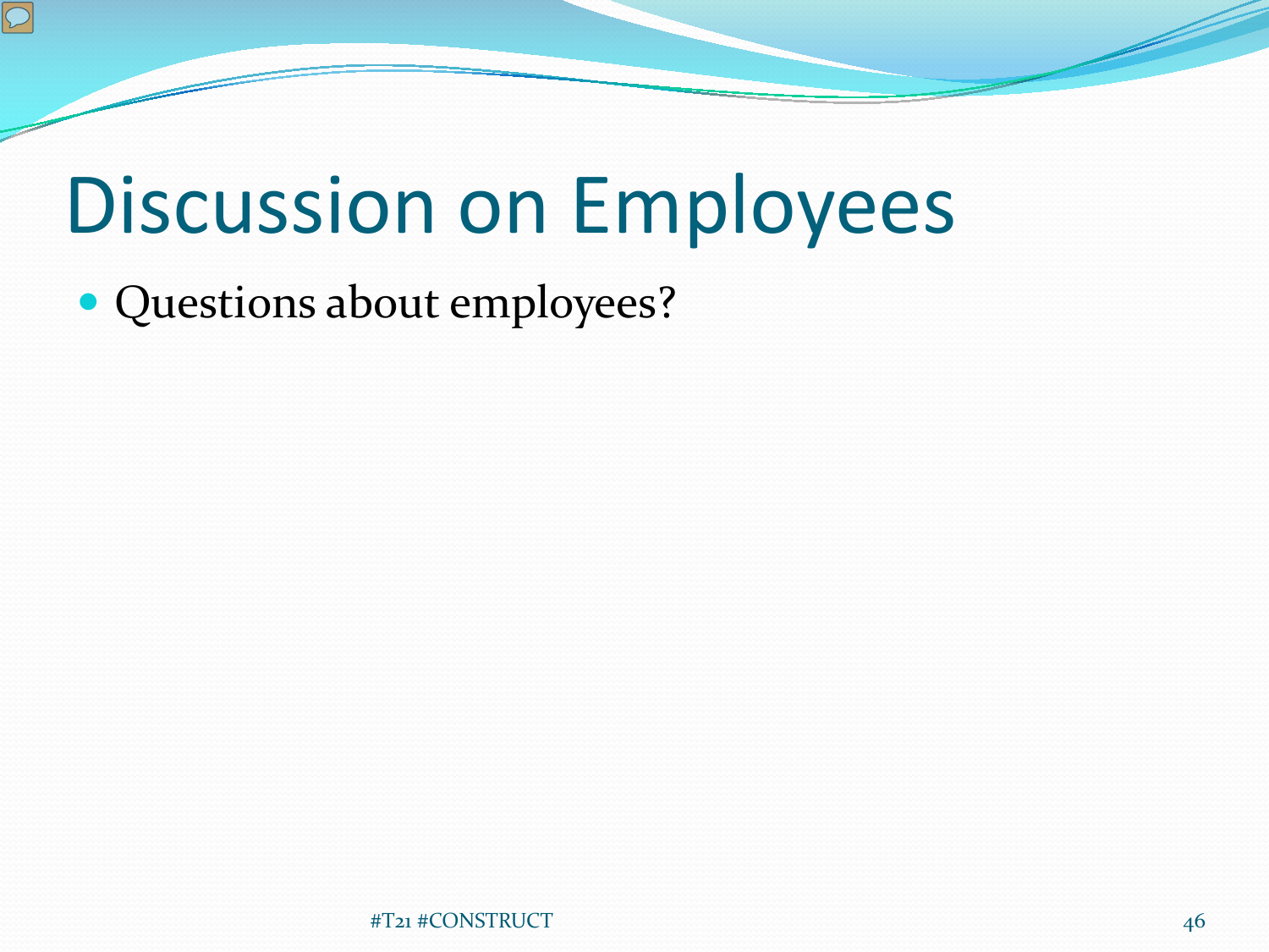# Discussion on Employees

- Questions about employees?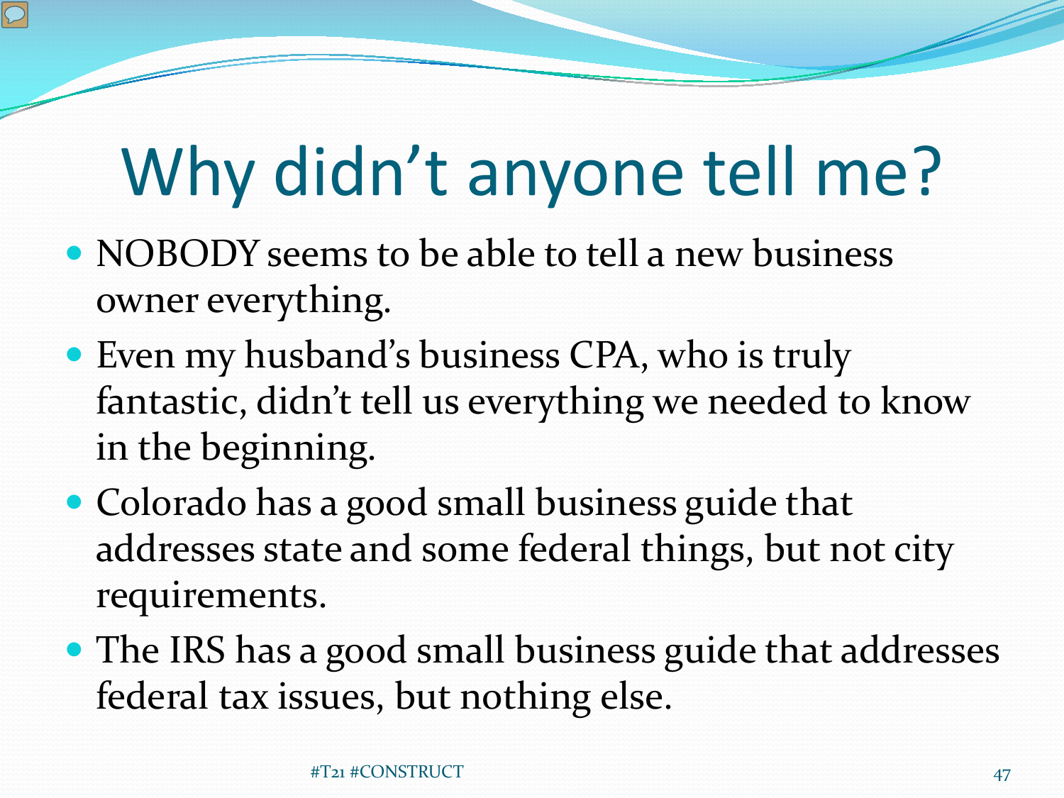# Why didn't anyone tell me?

- NOBODY seems to be able to tell a new business owner everything.
- Even my husband's business CPA, who is truly fantastic, didn't tell us everything we needed to know in the beginning.
- Colorado has a good small business guide that addresses state and some federal things, but not city requirements.
- The IRS has a good small business guide that addresses federal tax issues, but nothing else.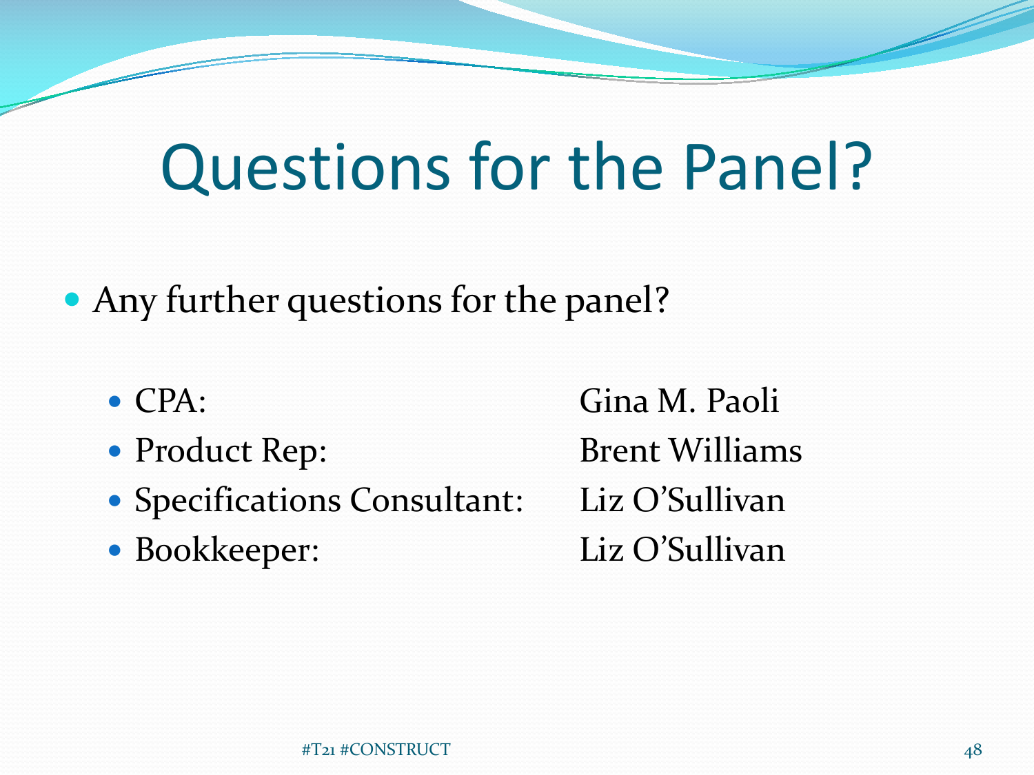# Questions for the Panel?

- Any further questions for the panel?
  - CPA: Gina M. Paoli
  - Product Rep: Brent Williams
  - Specifications Consultant: Liz O'Sullivan
  - Bookkeeper: Liz O'Sullivan

#T21 #CONSTRUCT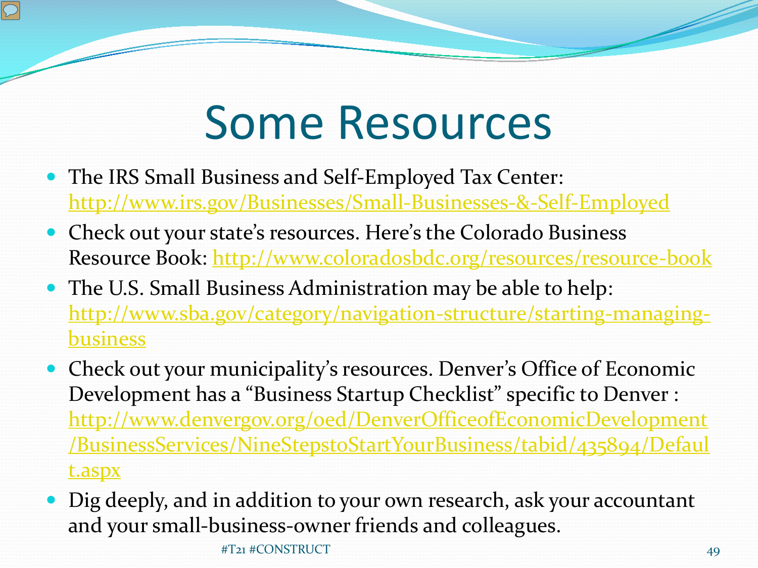# Some Resources

- The IRS Small Business and Self-Employed Tax Center: http://www.irs.gov/Businesses/Small-Businesses-&-Self-Employed
- Check out your state's resources. Here's the Colorado Business Resource Book: http://www.coloradosbdc.org/resources/resource-book
- The U.S. Small Business Administration may be able to help: http://www.sba.gov/category/navigation-structure/starting-managing-business
- Check out your municipality's resources. Denver's Office of Economic Development has a "Business Startup Checklist" specific to Denver : http://www.denvergov.org/oed/DenverOfficeofEconomicDevelopment/BusinessServices/NineStepstoStartYourBusiness/tabid/435894/Default.aspx
- Dig deeply, and in addition to your own research, ask your accountant and your small-business-owner friends and colleagues.

#T21 #CONSTRUCT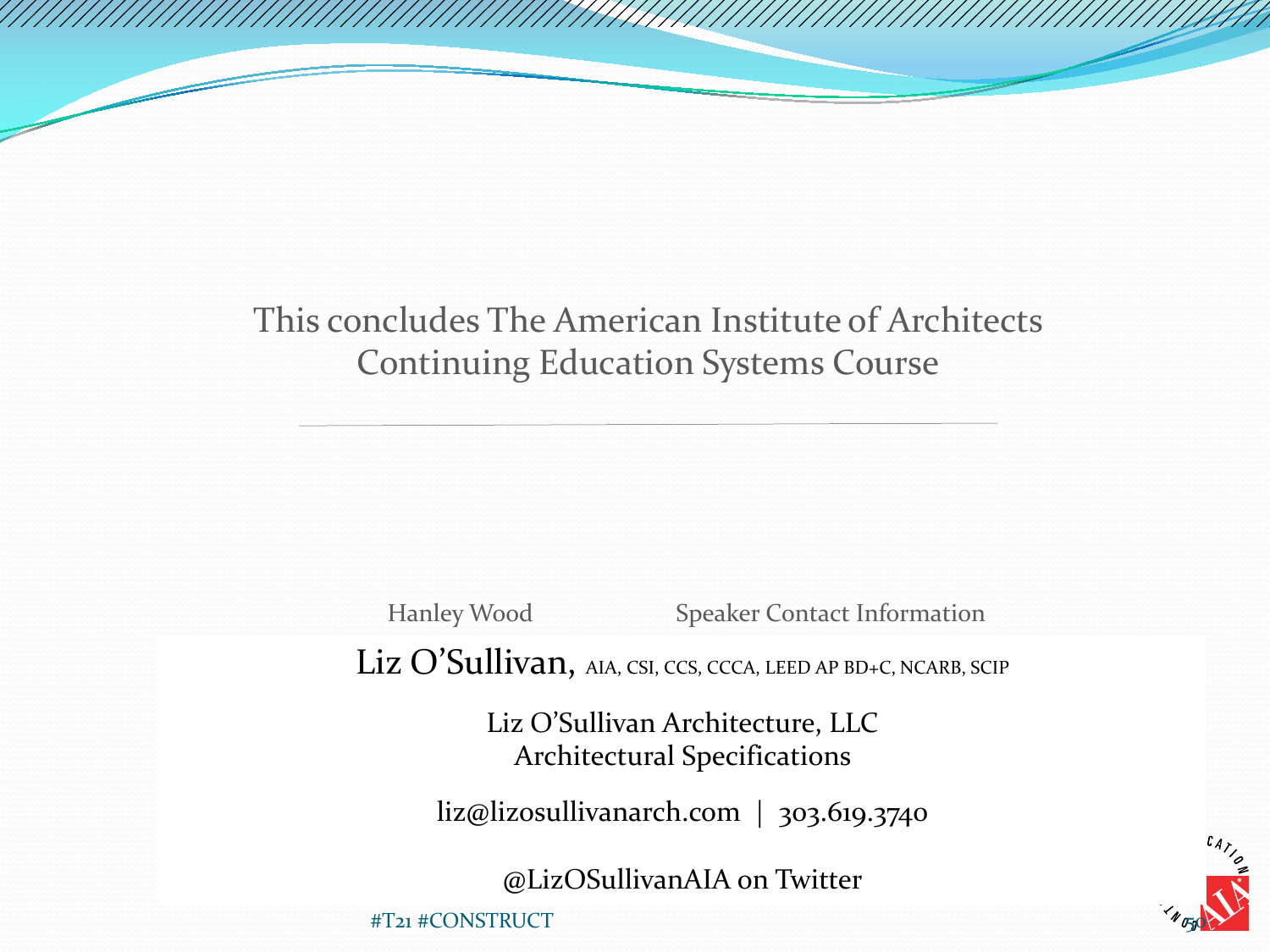This concludes The American Institute of Architects Continuing Education Systems Course

---

Hanley Wood

Speaker Contact Information

Liz O'Sullivan, AIA, CSI, CCS, CCCA, LEED AP BD+C, NCARB, SCIP

Liz O'Sullivan Architecture, LLC
Architectural Specifications

liz@lizosullivanarch.com | 303.619.3740

@LizOSullivanAIA on Twitter

#T21 #CONSTRUCT